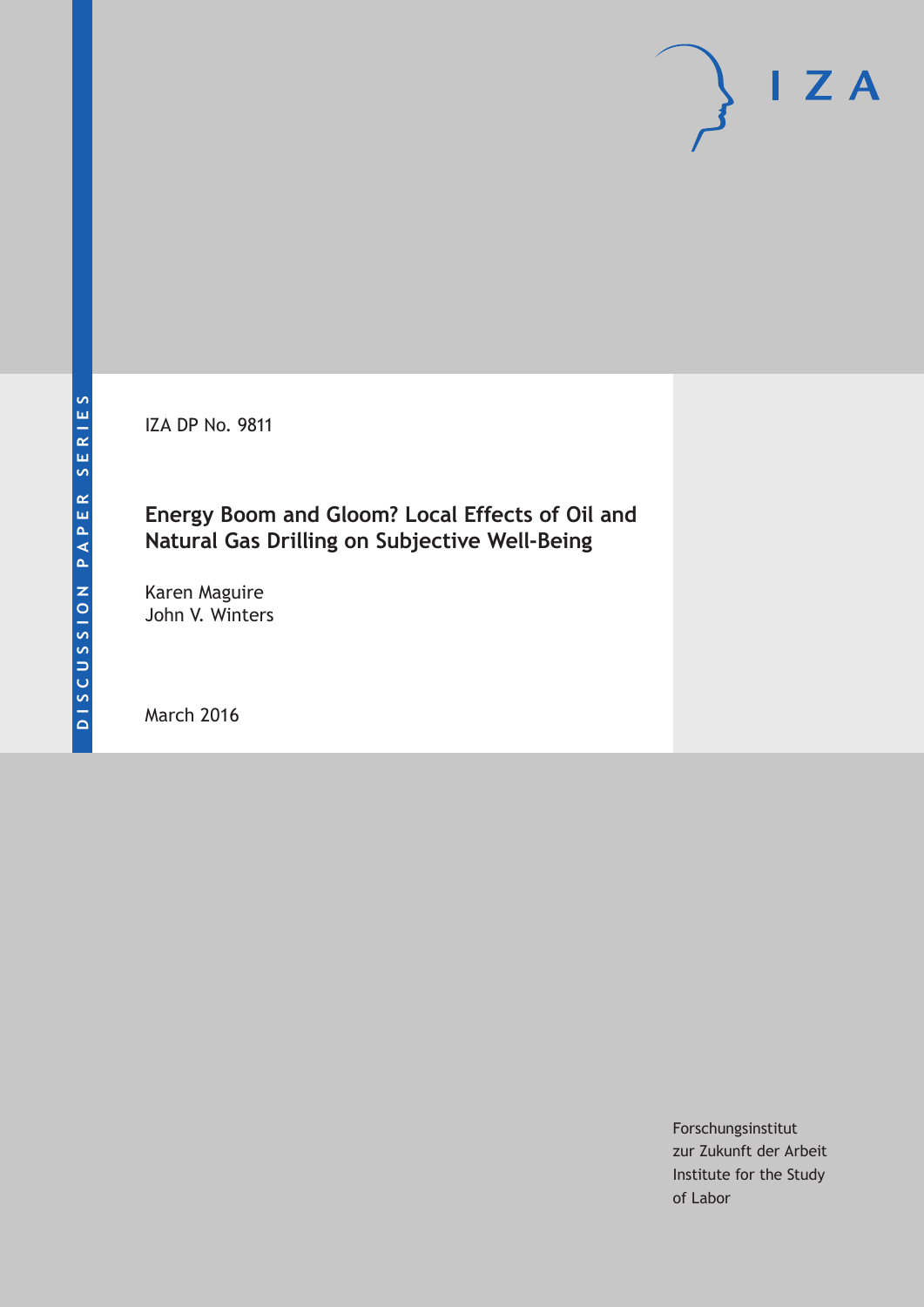DISCUSSION PAPER SERIES

IZA DP No. 9811

# Energy Boom and Gloom? Local Effects of Oil and Natural Gas Drilling on Subjective Well-Being

Karen Maguire
John V. Winters

March 2016

Forschungsinstitut
zur Zukunft der Arbeit
Institute for the Study
of Labor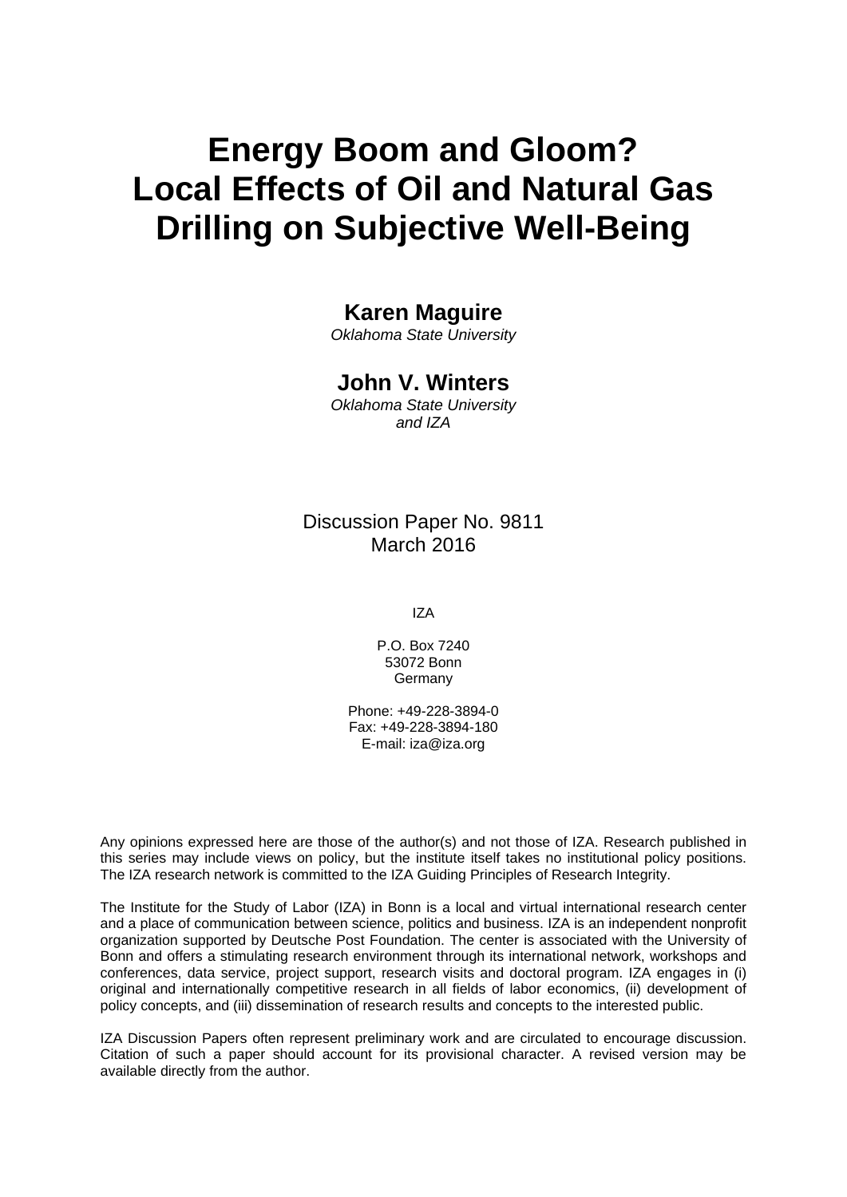# Energy Boom and Gloom? Local Effects of Oil and Natural Gas Drilling on Subjective Well-Being

**Karen Maguire**
*Oklahoma State University*

**John V. Winters**
*Oklahoma State University and IZA*

Discussion Paper No. 9811
March 2016

IZA

P.O. Box 7240
53072 Bonn
Germany

Phone: +49-228-3894-0
Fax: +49-228-3894-180
E-mail: iza@iza.org

Any opinions expressed here are those of the author(s) and not those of IZA. Research published in this series may include views on policy, but the institute itself takes no institutional policy positions. The IZA research network is committed to the IZA Guiding Principles of Research Integrity.

The Institute for the Study of Labor (IZA) in Bonn is a local and virtual international research center and a place of communication between science, politics and business. IZA is an independent nonprofit organization supported by Deutsche Post Foundation. The center is associated with the University of Bonn and offers a stimulating research environment through its international network, workshops and conferences, data service, project support, research visits and doctoral program. IZA engages in (i) original and internationally competitive research in all fields of labor economics, (ii) development of policy concepts, and (iii) dissemination of research results and concepts to the interested public.

IZA Discussion Papers often represent preliminary work and are circulated to encourage discussion. Citation of such a paper should account for its provisional character. A revised version may be available directly from the author.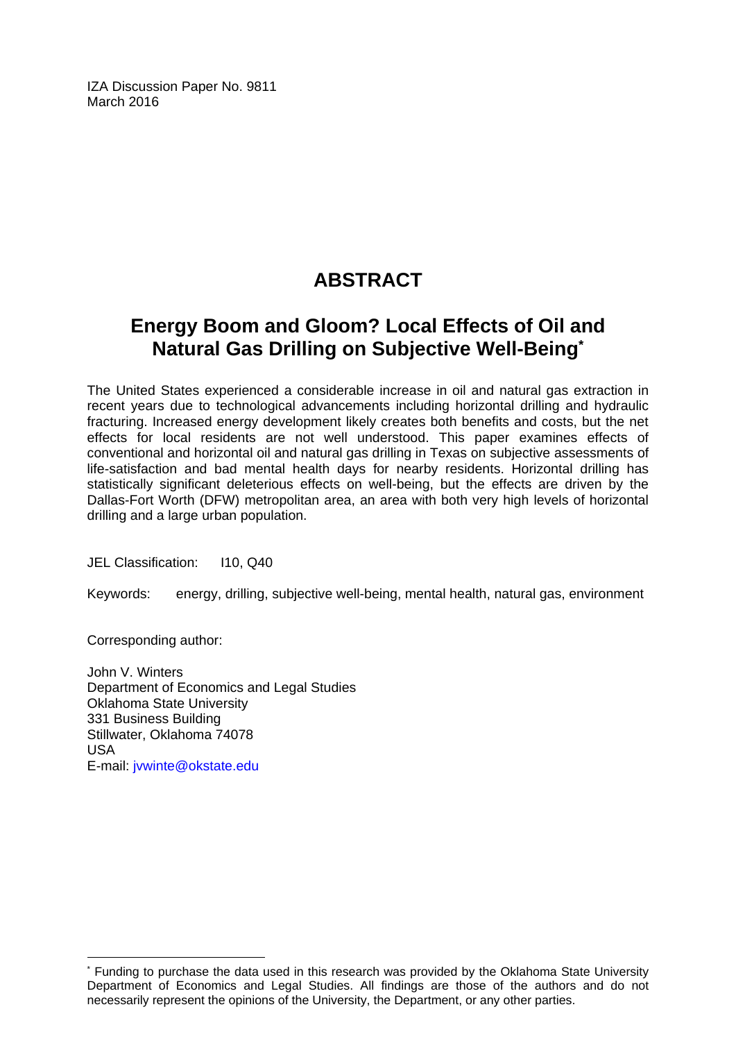IZA Discussion Paper No. 9811
March 2016

# ABSTRACT

## Energy Boom and Gloom? Local Effects of Oil and Natural Gas Drilling on Subjective Well-Being*

The United States experienced a considerable increase in oil and natural gas extraction in recent years due to technological advancements including horizontal drilling and hydraulic fracturing. Increased energy development likely creates both benefits and costs, but the net effects for local residents are not well understood. This paper examines effects of conventional and horizontal oil and natural gas drilling in Texas on subjective assessments of life-satisfaction and bad mental health days for nearby residents. Horizontal drilling has statistically significant deleterious effects on well-being, but the effects are driven by the Dallas-Fort Worth (DFW) metropolitan area, an area with both very high levels of horizontal drilling and a large urban population.

JEL Classification: I10, Q40

Keywords: energy, drilling, subjective well-being, mental health, natural gas, environment

Corresponding author:

John V. Winters
Department of Economics and Legal Studies
Oklahoma State University
331 Business Building
Stillwater, Oklahoma 74078
USA
E-mail: jvwinte@okstate.edu

---

* Funding to purchase the data used in this research was provided by the Oklahoma State University Department of Economics and Legal Studies. All findings are those of the authors and do not necessarily represent the opinions of the University, the Department, or any other parties.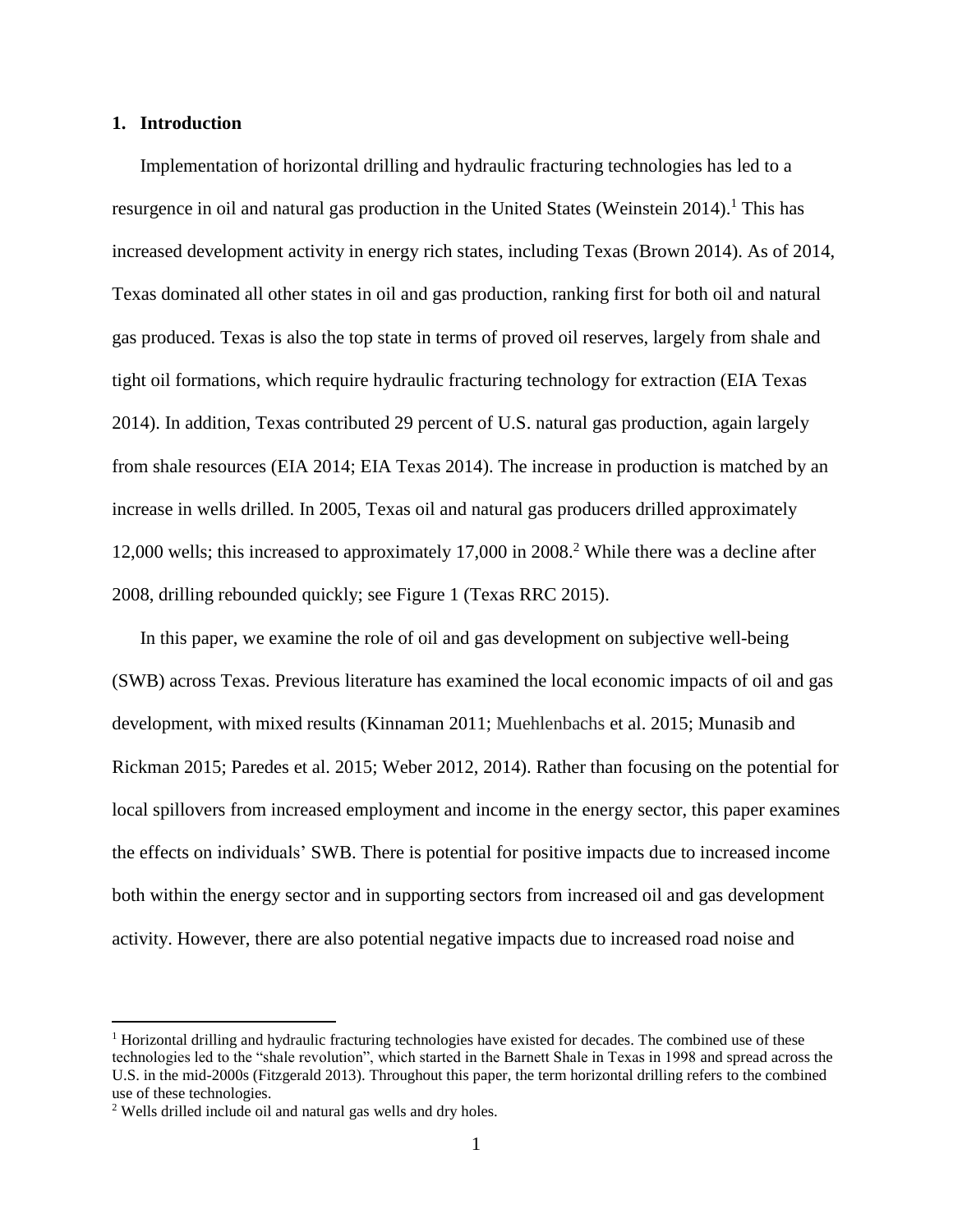## 1. Introduction

Implementation of horizontal drilling and hydraulic fracturing technologies has led to a resurgence in oil and natural gas production in the United States (Weinstein 2014).[1] This has increased development activity in energy rich states, including Texas (Brown 2014). As of 2014, Texas dominated all other states in oil and gas production, ranking first for both oil and natural gas produced. Texas is also the top state in terms of proved oil reserves, largely from shale and tight oil formations, which require hydraulic fracturing technology for extraction (EIA Texas 2014). In addition, Texas contributed 29 percent of U.S. natural gas production, again largely from shale resources (EIA 2014; EIA Texas 2014). The increase in production is matched by an increase in wells drilled. In 2005, Texas oil and natural gas producers drilled approximately 12,000 wells; this increased to approximately 17,000 in 2008.[2] While there was a decline after 2008, drilling rebounded quickly; see Figure 1 (Texas RRC 2015).

In this paper, we examine the role of oil and gas development on subjective well-being (SWB) across Texas. Previous literature has examined the local economic impacts of oil and gas development, with mixed results (Kinnaman 2011; Muehlenbachs et al. 2015; Munasib and Rickman 2015; Paredes et al. 2015; Weber 2012, 2014). Rather than focusing on the potential for local spillovers from increased employment and income in the energy sector, this paper examines the effects on individuals' SWB. There is potential for positive impacts due to increased income both within the energy sector and in supporting sectors from increased oil and gas development activity. However, there are also potential negative impacts due to increased road noise and

---

[1] Horizontal drilling and hydraulic fracturing technologies have existed for decades. The combined use of these technologies led to the "shale revolution", which started in the Barnett Shale in Texas in 1998 and spread across the U.S. in the mid-2000s (Fitzgerald 2013). Throughout this paper, the term horizontal drilling refers to the combined use of these technologies.

[2] Wells drilled include oil and natural gas wells and dry holes.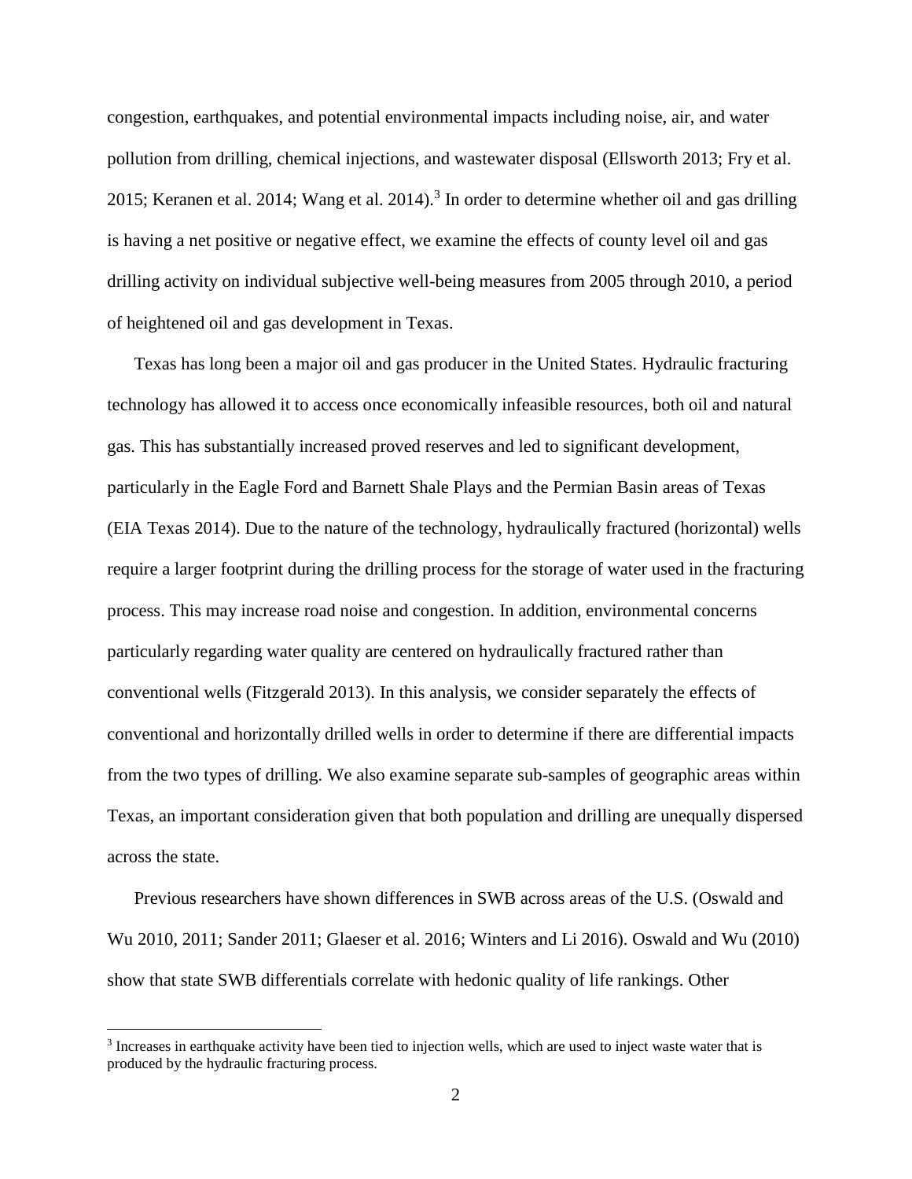congestion, earthquakes, and potential environmental impacts including noise, air, and water pollution from drilling, chemical injections, and wastewater disposal (Ellsworth 2013; Fry et al. 2015; Keranen et al. 2014; Wang et al. 2014).[3] In order to determine whether oil and gas drilling is having a net positive or negative effect, we examine the effects of county level oil and gas drilling activity on individual subjective well-being measures from 2005 through 2010, a period of heightened oil and gas development in Texas.

Texas has long been a major oil and gas producer in the United States. Hydraulic fracturing technology has allowed it to access once economically infeasible resources, both oil and natural gas. This has substantially increased proved reserves and led to significant development, particularly in the Eagle Ford and Barnett Shale Plays and the Permian Basin areas of Texas (EIA Texas 2014). Due to the nature of the technology, hydraulically fractured (horizontal) wells require a larger footprint during the drilling process for the storage of water used in the fracturing process. This may increase road noise and congestion. In addition, environmental concerns particularly regarding water quality are centered on hydraulically fractured rather than conventional wells (Fitzgerald 2013). In this analysis, we consider separately the effects of conventional and horizontally drilled wells in order to determine if there are differential impacts from the two types of drilling. We also examine separate sub-samples of geographic areas within Texas, an important consideration given that both population and drilling are unequally dispersed across the state.

Previous researchers have shown differences in SWB across areas of the U.S. (Oswald and Wu 2010, 2011; Sander 2011; Glaeser et al. 2016; Winters and Li 2016). Oswald and Wu (2010) show that state SWB differentials correlate with hedonic quality of life rankings. Other

[3] Increases in earthquake activity have been tied to injection wells, which are used to inject waste water that is produced by the hydraulic fracturing process.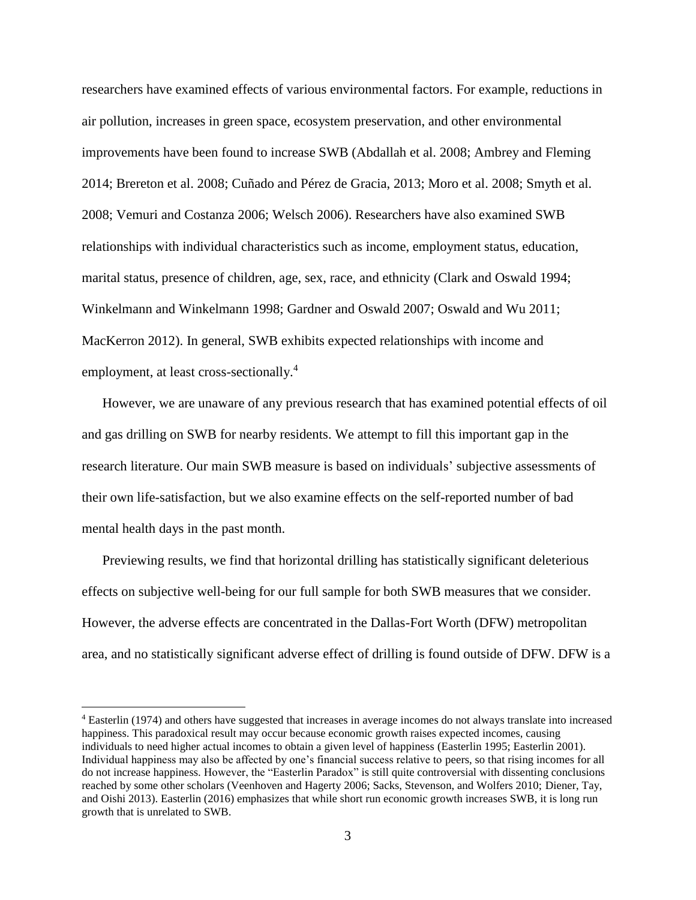researchers have examined effects of various environmental factors. For example, reductions in air pollution, increases in green space, ecosystem preservation, and other environmental improvements have been found to increase SWB (Abdallah et al. 2008; Ambrey and Fleming 2014; Brereton et al. 2008; Cuñado and Pérez de Gracia, 2013; Moro et al. 2008; Smyth et al. 2008; Vemuri and Costanza 2006; Welsch 2006). Researchers have also examined SWB relationships with individual characteristics such as income, employment status, education, marital status, presence of children, age, sex, race, and ethnicity (Clark and Oswald 1994; Winkelmann and Winkelmann 1998; Gardner and Oswald 2007; Oswald and Wu 2011; MacKerron 2012). In general, SWB exhibits expected relationships with income and employment, at least cross-sectionally.[4]

However, we are unaware of any previous research that has examined potential effects of oil and gas drilling on SWB for nearby residents. We attempt to fill this important gap in the research literature. Our main SWB measure is based on individuals' subjective assessments of their own life-satisfaction, but we also examine effects on the self-reported number of bad mental health days in the past month.

Previewing results, we find that horizontal drilling has statistically significant deleterious effects on subjective well-being for our full sample for both SWB measures that we consider. However, the adverse effects are concentrated in the Dallas-Fort Worth (DFW) metropolitan area, and no statistically significant adverse effect of drilling is found outside of DFW. DFW is a

[4] Easterlin (1974) and others have suggested that increases in average incomes do not always translate into increased happiness. This paradoxical result may occur because economic growth raises expected incomes, causing individuals to need higher actual incomes to obtain a given level of happiness (Easterlin 1995; Easterlin 2001). Individual happiness may also be affected by one's financial success relative to peers, so that rising incomes for all do not increase happiness. However, the "Easterlin Paradox" is still quite controversial with dissenting conclusions reached by some other scholars (Veenhoven and Hagerty 2006; Sacks, Stevenson, and Wolfers 2010; Diener, Tay, and Oishi 2013). Easterlin (2016) emphasizes that while short run economic growth increases SWB, it is long run growth that is unrelated to SWB.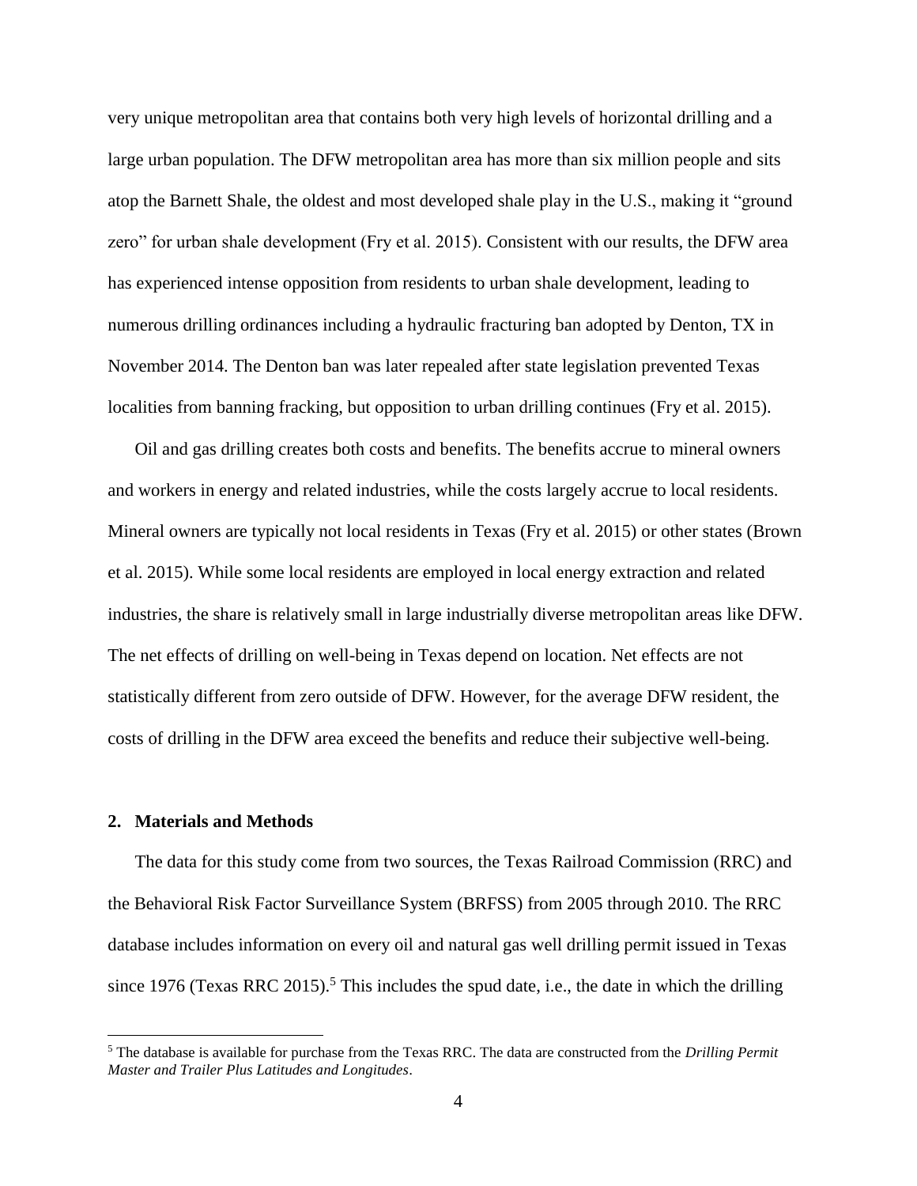very unique metropolitan area that contains both very high levels of horizontal drilling and a large urban population. The DFW metropolitan area has more than six million people and sits atop the Barnett Shale, the oldest and most developed shale play in the U.S., making it "ground zero" for urban shale development (Fry et al. 2015). Consistent with our results, the DFW area has experienced intense opposition from residents to urban shale development, leading to numerous drilling ordinances including a hydraulic fracturing ban adopted by Denton, TX in November 2014. The Denton ban was later repealed after state legislation prevented Texas localities from banning fracking, but opposition to urban drilling continues (Fry et al. 2015).

Oil and gas drilling creates both costs and benefits. The benefits accrue to mineral owners and workers in energy and related industries, while the costs largely accrue to local residents. Mineral owners are typically not local residents in Texas (Fry et al. 2015) or other states (Brown et al. 2015). While some local residents are employed in local energy extraction and related industries, the share is relatively small in large industrially diverse metropolitan areas like DFW. The net effects of drilling on well-being in Texas depend on location. Net effects are not statistically different from zero outside of DFW. However, for the average DFW resident, the costs of drilling in the DFW area exceed the benefits and reduce their subjective well-being.

## 2. Materials and Methods

The data for this study come from two sources, the Texas Railroad Commission (RRC) and the Behavioral Risk Factor Surveillance System (BRFSS) from 2005 through 2010. The RRC database includes information on every oil and natural gas well drilling permit issued in Texas since 1976 (Texas RRC 2015).[5] This includes the spud date, i.e., the date in which the drilling

[5] The database is available for purchase from the Texas RRC. The data are constructed from the *Drilling Permit Master and Trailer Plus Latitudes and Longitudes*.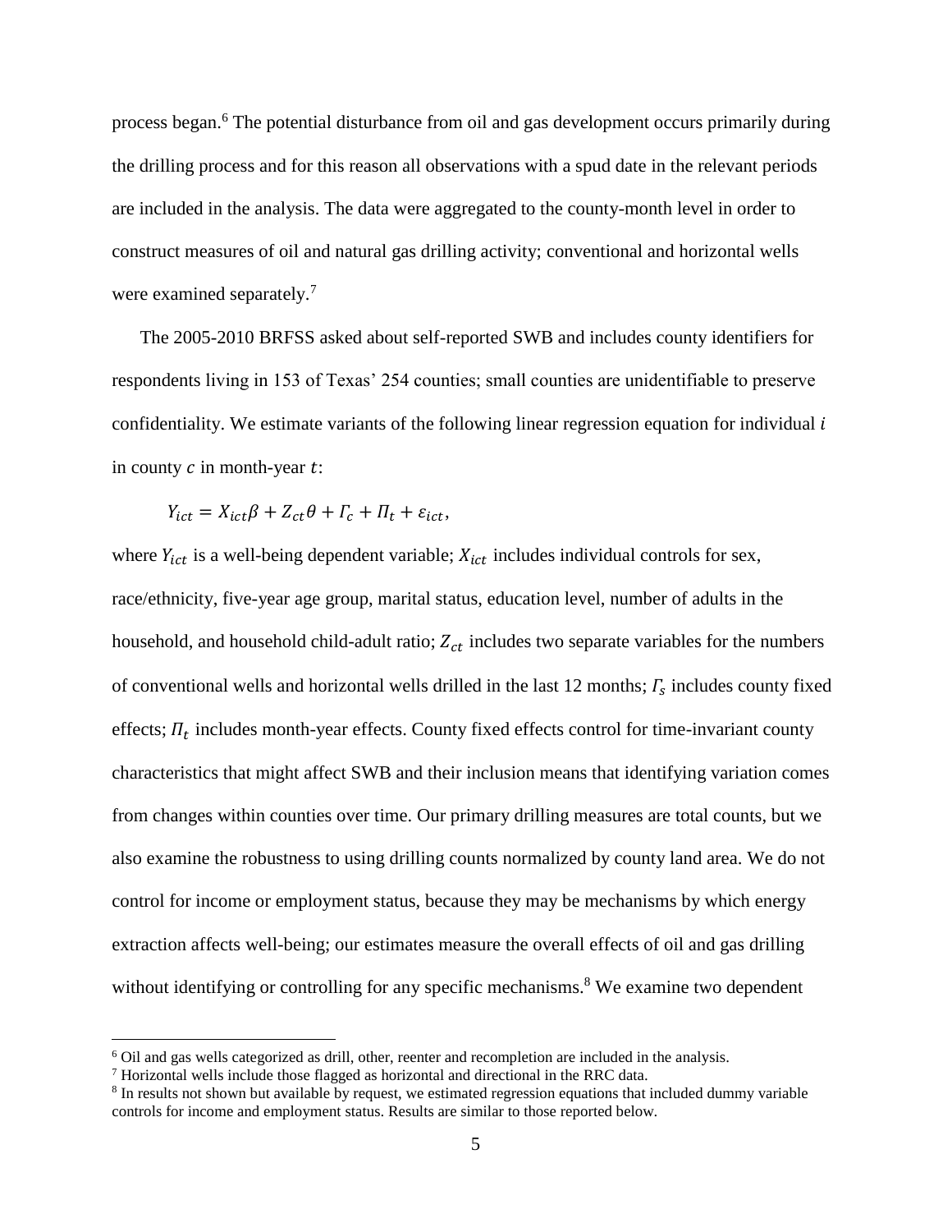process began.[6] The potential disturbance from oil and gas development occurs primarily during the drilling process and for this reason all observations with a spud date in the relevant periods are included in the analysis. The data were aggregated to the county-month level in order to construct measures of oil and natural gas drilling activity; conventional and horizontal wells were examined separately.[7]

The 2005-2010 BRFSS asked about self-reported SWB and includes county identifiers for respondents living in 153 of Texas' 254 counties; small counties are unidentifiable to preserve confidentiality. We estimate variants of the following linear regression equation for individual $i$ in county $c$ in month-year $t$:

$$Y_{ict} = X_{ict}\beta + Z_{ct}\theta + \Gamma_c + \Pi_t + \varepsilon_{ict},$$

where $Y_{ict}$ is a well-being dependent variable; $X_{ict}$ includes individual controls for sex, race/ethnicity, five-year age group, marital status, education level, number of adults in the household, and household child-adult ratio; $Z_{ct}$ includes two separate variables for the numbers of conventional wells and horizontal wells drilled in the last 12 months; $\Gamma_s$ includes county fixed effects; $\Pi_t$ includes month-year effects. County fixed effects control for time-invariant county characteristics that might affect SWB and their inclusion means that identifying variation comes from changes within counties over time. Our primary drilling measures are total counts, but we also examine the robustness to using drilling counts normalized by county land area. We do not control for income or employment status, because they may be mechanisms by which energy extraction affects well-being; our estimates measure the overall effects of oil and gas drilling without identifying or controlling for any specific mechanisms.[8] We examine two dependent

[6] Oil and gas wells categorized as drill, other, reenter and recompletion are included in the analysis.

[7] Horizontal wells include those flagged as horizontal and directional in the RRC data.

[8] In results not shown but available by request, we estimated regression equations that included dummy variable controls for income and employment status. Results are similar to those reported below.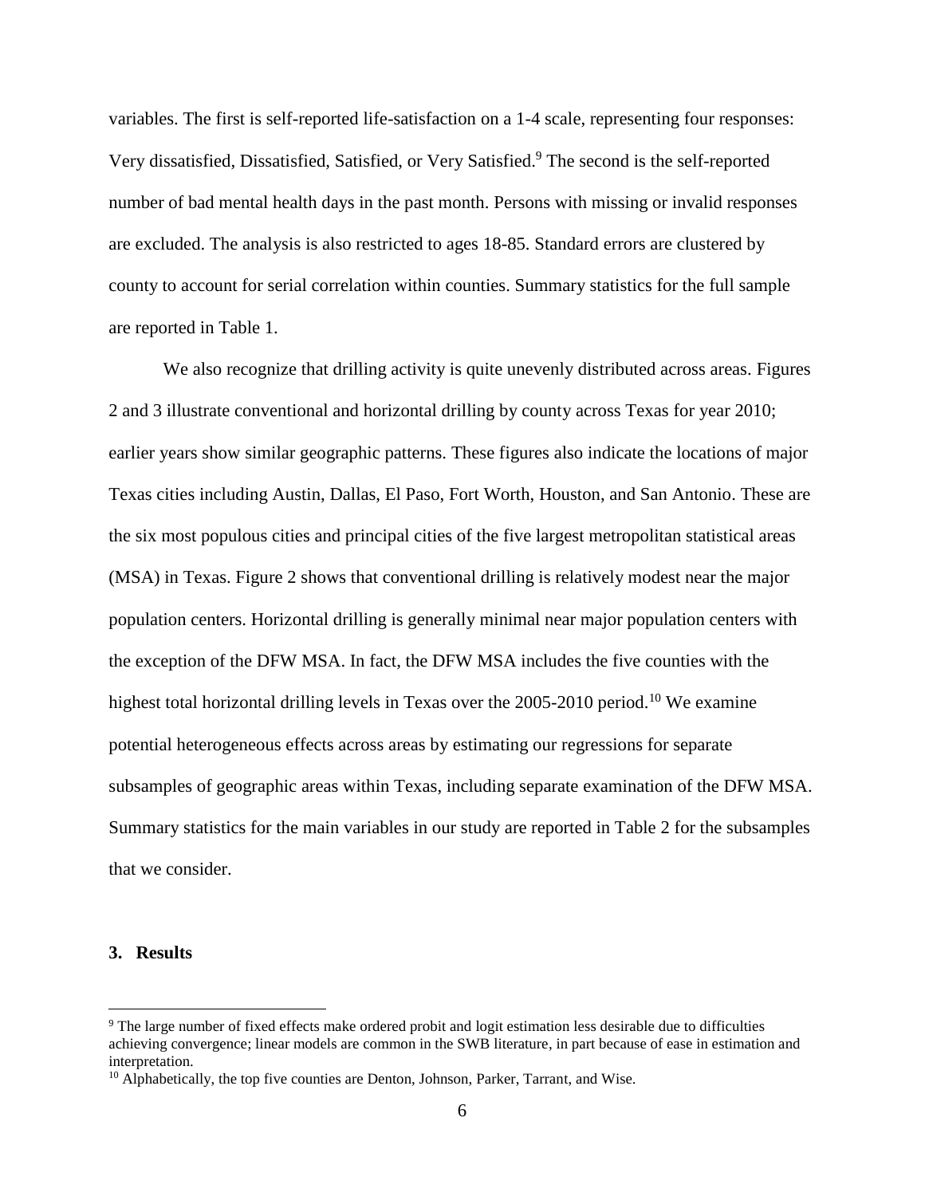variables. The first is self-reported life-satisfaction on a 1-4 scale, representing four responses: Very dissatisfied, Dissatisfied, Satisfied, or Very Satisfied.[9] The second is the self-reported number of bad mental health days in the past month. Persons with missing or invalid responses are excluded. The analysis is also restricted to ages 18-85. Standard errors are clustered by county to account for serial correlation within counties. Summary statistics for the full sample are reported in Table 1.

We also recognize that drilling activity is quite unevenly distributed across areas. Figures 2 and 3 illustrate conventional and horizontal drilling by county across Texas for year 2010; earlier years show similar geographic patterns. These figures also indicate the locations of major Texas cities including Austin, Dallas, El Paso, Fort Worth, Houston, and San Antonio. These are the six most populous cities and principal cities of the five largest metropolitan statistical areas (MSA) in Texas. Figure 2 shows that conventional drilling is relatively modest near the major population centers. Horizontal drilling is generally minimal near major population centers with the exception of the DFW MSA. In fact, the DFW MSA includes the five counties with the highest total horizontal drilling levels in Texas over the 2005-2010 period.[10] We examine potential heterogeneous effects across areas by estimating our regressions for separate subsamples of geographic areas within Texas, including separate examination of the DFW MSA. Summary statistics for the main variables in our study are reported in Table 2 for the subsamples that we consider.

## 3. Results

[9] The large number of fixed effects make ordered probit and logit estimation less desirable due to difficulties achieving convergence; linear models are common in the SWB literature, in part because of ease in estimation and interpretation.

[10] Alphabetically, the top five counties are Denton, Johnson, Parker, Tarrant, and Wise.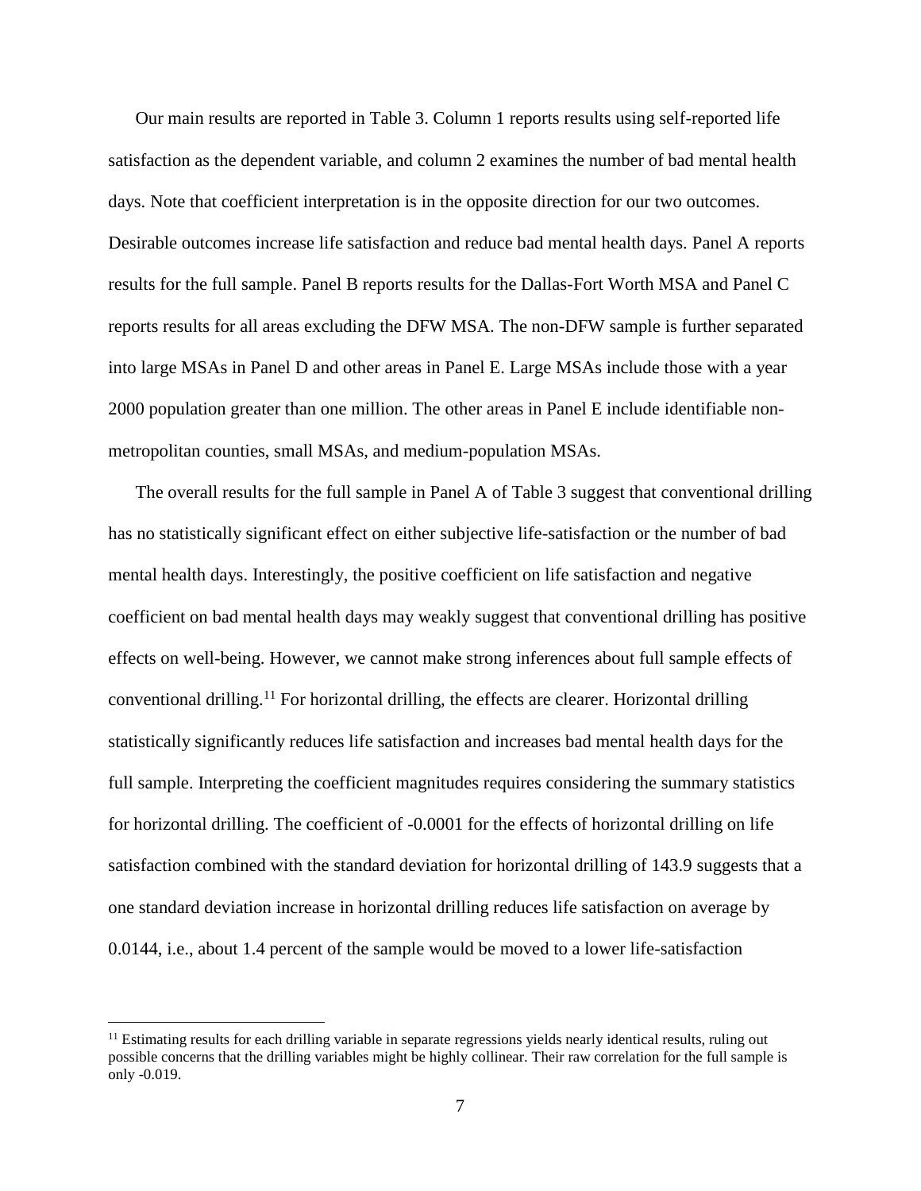Our main results are reported in Table 3. Column 1 reports results using self-reported life satisfaction as the dependent variable, and column 2 examines the number of bad mental health days. Note that coefficient interpretation is in the opposite direction for our two outcomes. Desirable outcomes increase life satisfaction and reduce bad mental health days. Panel A reports results for the full sample. Panel B reports results for the Dallas-Fort Worth MSA and Panel C reports results for all areas excluding the DFW MSA. The non-DFW sample is further separated into large MSAs in Panel D and other areas in Panel E. Large MSAs include those with a year 2000 population greater than one million. The other areas in Panel E include identifiable non-metropolitan counties, small MSAs, and medium-population MSAs.

The overall results for the full sample in Panel A of Table 3 suggest that conventional drilling has no statistically significant effect on either subjective life-satisfaction or the number of bad mental health days. Interestingly, the positive coefficient on life satisfaction and negative coefficient on bad mental health days may weakly suggest that conventional drilling has positive effects on well-being. However, we cannot make strong inferences about full sample effects of conventional drilling.[11] For horizontal drilling, the effects are clearer. Horizontal drilling statistically significantly reduces life satisfaction and increases bad mental health days for the full sample. Interpreting the coefficient magnitudes requires considering the summary statistics for horizontal drilling. The coefficient of -0.0001 for the effects of horizontal drilling on life satisfaction combined with the standard deviation for horizontal drilling of 143.9 suggests that a one standard deviation increase in horizontal drilling reduces life satisfaction on average by 0.0144, i.e., about 1.4 percent of the sample would be moved to a lower life-satisfaction

[11] Estimating results for each drilling variable in separate regressions yields nearly identical results, ruling out possible concerns that the drilling variables might be highly collinear. Their raw correlation for the full sample is only -0.019.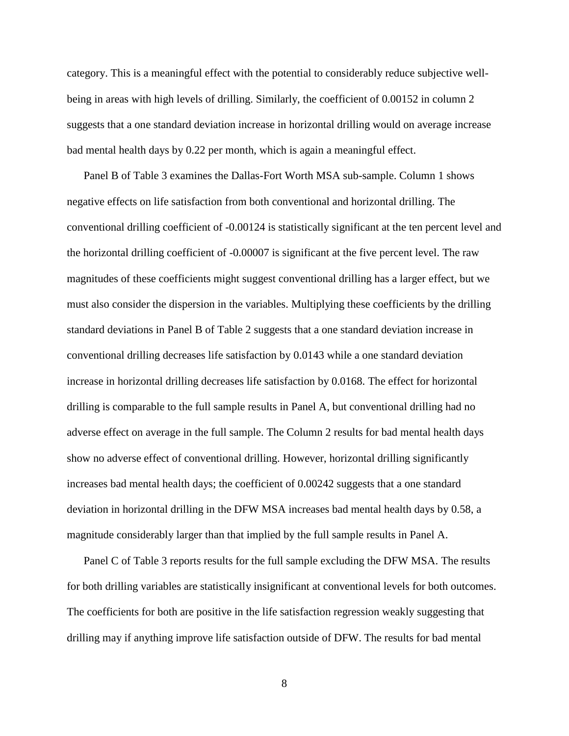category. This is a meaningful effect with the potential to considerably reduce subjective well-being in areas with high levels of drilling. Similarly, the coefficient of 0.00152 in column 2 suggests that a one standard deviation increase in horizontal drilling would on average increase bad mental health days by 0.22 per month, which is again a meaningful effect.

Panel B of Table 3 examines the Dallas-Fort Worth MSA sub-sample. Column 1 shows negative effects on life satisfaction from both conventional and horizontal drilling. The conventional drilling coefficient of -0.00124 is statistically significant at the ten percent level and the horizontal drilling coefficient of -0.00007 is significant at the five percent level. The raw magnitudes of these coefficients might suggest conventional drilling has a larger effect, but we must also consider the dispersion in the variables. Multiplying these coefficients by the drilling standard deviations in Panel B of Table 2 suggests that a one standard deviation increase in conventional drilling decreases life satisfaction by 0.0143 while a one standard deviation increase in horizontal drilling decreases life satisfaction by 0.0168. The effect for horizontal drilling is comparable to the full sample results in Panel A, but conventional drilling had no adverse effect on average in the full sample. The Column 2 results for bad mental health days show no adverse effect of conventional drilling. However, horizontal drilling significantly increases bad mental health days; the coefficient of 0.00242 suggests that a one standard deviation in horizontal drilling in the DFW MSA increases bad mental health days by 0.58, a magnitude considerably larger than that implied by the full sample results in Panel A.

Panel C of Table 3 reports results for the full sample excluding the DFW MSA. The results for both drilling variables are statistically insignificant at conventional levels for both outcomes. The coefficients for both are positive in the life satisfaction regression weakly suggesting that drilling may if anything improve life satisfaction outside of DFW. The results for bad mental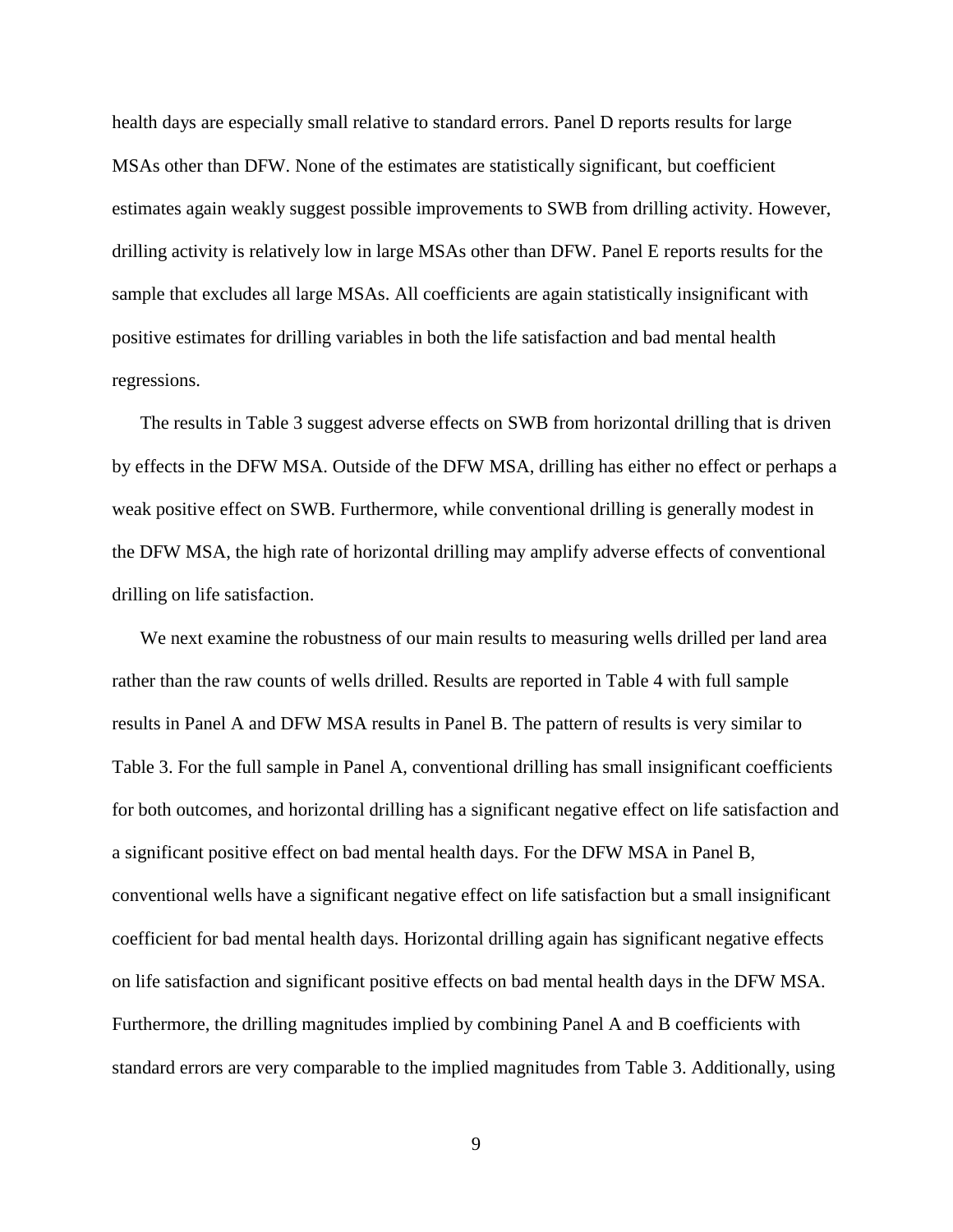health days are especially small relative to standard errors. Panel D reports results for large MSAs other than DFW. None of the estimates are statistically significant, but coefficient estimates again weakly suggest possible improvements to SWB from drilling activity. However, drilling activity is relatively low in large MSAs other than DFW. Panel E reports results for the sample that excludes all large MSAs. All coefficients are again statistically insignificant with positive estimates for drilling variables in both the life satisfaction and bad mental health regressions.

The results in Table 3 suggest adverse effects on SWB from horizontal drilling that is driven by effects in the DFW MSA. Outside of the DFW MSA, drilling has either no effect or perhaps a weak positive effect on SWB. Furthermore, while conventional drilling is generally modest in the DFW MSA, the high rate of horizontal drilling may amplify adverse effects of conventional drilling on life satisfaction.

We next examine the robustness of our main results to measuring wells drilled per land area rather than the raw counts of wells drilled. Results are reported in Table 4 with full sample results in Panel A and DFW MSA results in Panel B. The pattern of results is very similar to Table 3. For the full sample in Panel A, conventional drilling has small insignificant coefficients for both outcomes, and horizontal drilling has a significant negative effect on life satisfaction and a significant positive effect on bad mental health days. For the DFW MSA in Panel B, conventional wells have a significant negative effect on life satisfaction but a small insignificant coefficient for bad mental health days. Horizontal drilling again has significant negative effects on life satisfaction and significant positive effects on bad mental health days in the DFW MSA. Furthermore, the drilling magnitudes implied by combining Panel A and B coefficients with standard errors are very comparable to the implied magnitudes from Table 3. Additionally, using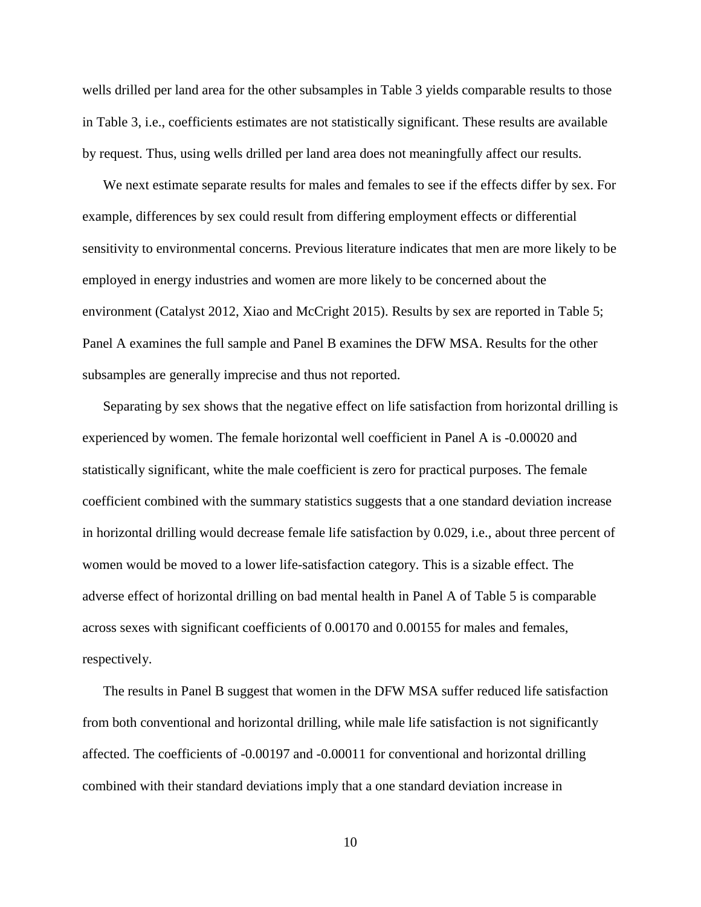wells drilled per land area for the other subsamples in Table 3 yields comparable results to those in Table 3, i.e., coefficients estimates are not statistically significant. These results are available by request. Thus, using wells drilled per land area does not meaningfully affect our results.

We next estimate separate results for males and females to see if the effects differ by sex. For example, differences by sex could result from differing employment effects or differential sensitivity to environmental concerns. Previous literature indicates that men are more likely to be employed in energy industries and women are more likely to be concerned about the environment (Catalyst 2012, Xiao and McCright 2015). Results by sex are reported in Table 5; Panel A examines the full sample and Panel B examines the DFW MSA. Results for the other subsamples are generally imprecise and thus not reported.

Separating by sex shows that the negative effect on life satisfaction from horizontal drilling is experienced by women. The female horizontal well coefficient in Panel A is -0.00020 and statistically significant, white the male coefficient is zero for practical purposes. The female coefficient combined with the summary statistics suggests that a one standard deviation increase in horizontal drilling would decrease female life satisfaction by 0.029, i.e., about three percent of women would be moved to a lower life-satisfaction category. This is a sizable effect. The adverse effect of horizontal drilling on bad mental health in Panel A of Table 5 is comparable across sexes with significant coefficients of 0.00170 and 0.00155 for males and females, respectively.

The results in Panel B suggest that women in the DFW MSA suffer reduced life satisfaction from both conventional and horizontal drilling, while male life satisfaction is not significantly affected. The coefficients of -0.00197 and -0.00011 for conventional and horizontal drilling combined with their standard deviations imply that a one standard deviation increase in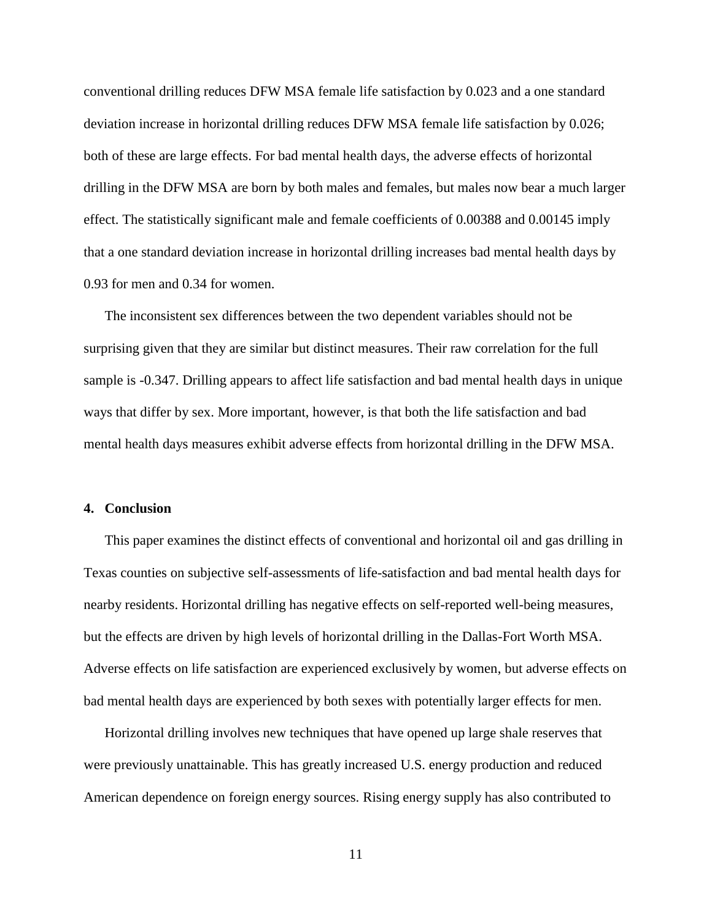conventional drilling reduces DFW MSA female life satisfaction by 0.023 and a one standard deviation increase in horizontal drilling reduces DFW MSA female life satisfaction by 0.026; both of these are large effects. For bad mental health days, the adverse effects of horizontal drilling in the DFW MSA are born by both males and females, but males now bear a much larger effect. The statistically significant male and female coefficients of 0.00388 and 0.00145 imply that a one standard deviation increase in horizontal drilling increases bad mental health days by 0.93 for men and 0.34 for women.

The inconsistent sex differences between the two dependent variables should not be surprising given that they are similar but distinct measures. Their raw correlation for the full sample is -0.347. Drilling appears to affect life satisfaction and bad mental health days in unique ways that differ by sex. More important, however, is that both the life satisfaction and bad mental health days measures exhibit adverse effects from horizontal drilling in the DFW MSA.

## 4. Conclusion

This paper examines the distinct effects of conventional and horizontal oil and gas drilling in Texas counties on subjective self-assessments of life-satisfaction and bad mental health days for nearby residents. Horizontal drilling has negative effects on self-reported well-being measures, but the effects are driven by high levels of horizontal drilling in the Dallas-Fort Worth MSA. Adverse effects on life satisfaction are experienced exclusively by women, but adverse effects on bad mental health days are experienced by both sexes with potentially larger effects for men.

Horizontal drilling involves new techniques that have opened up large shale reserves that were previously unattainable. This has greatly increased U.S. energy production and reduced American dependence on foreign energy sources. Rising energy supply has also contributed to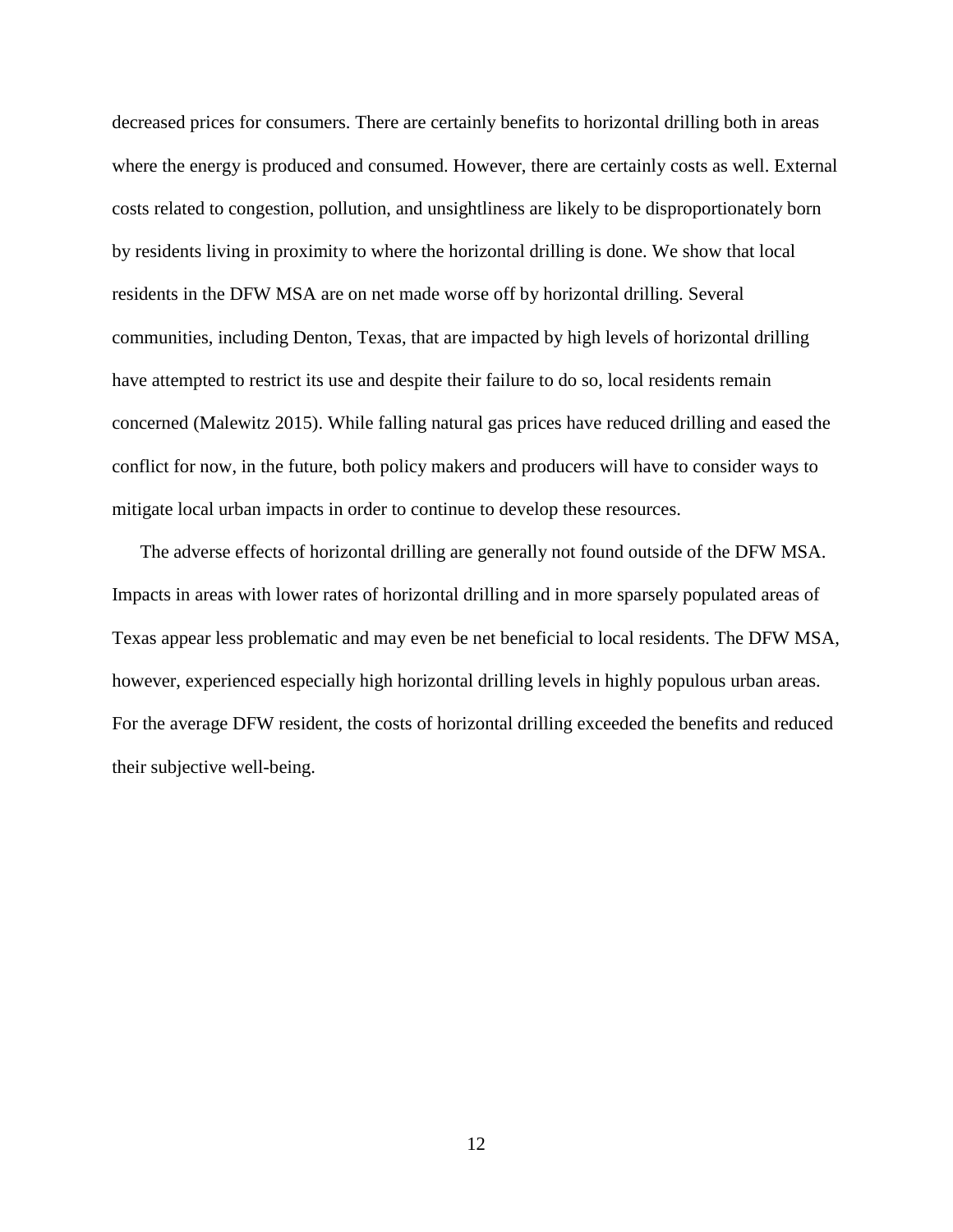decreased prices for consumers. There are certainly benefits to horizontal drilling both in areas where the energy is produced and consumed. However, there are certainly costs as well. External costs related to congestion, pollution, and unsightliness are likely to be disproportionately born by residents living in proximity to where the horizontal drilling is done. We show that local residents in the DFW MSA are on net made worse off by horizontal drilling. Several communities, including Denton, Texas, that are impacted by high levels of horizontal drilling have attempted to restrict its use and despite their failure to do so, local residents remain concerned (Malewitz 2015). While falling natural gas prices have reduced drilling and eased the conflict for now, in the future, both policy makers and producers will have to consider ways to mitigate local urban impacts in order to continue to develop these resources.

The adverse effects of horizontal drilling are generally not found outside of the DFW MSA. Impacts in areas with lower rates of horizontal drilling and in more sparsely populated areas of Texas appear less problematic and may even be net beneficial to local residents. The DFW MSA, however, experienced especially high horizontal drilling levels in highly populous urban areas. For the average DFW resident, the costs of horizontal drilling exceeded the benefits and reduced their subjective well-being.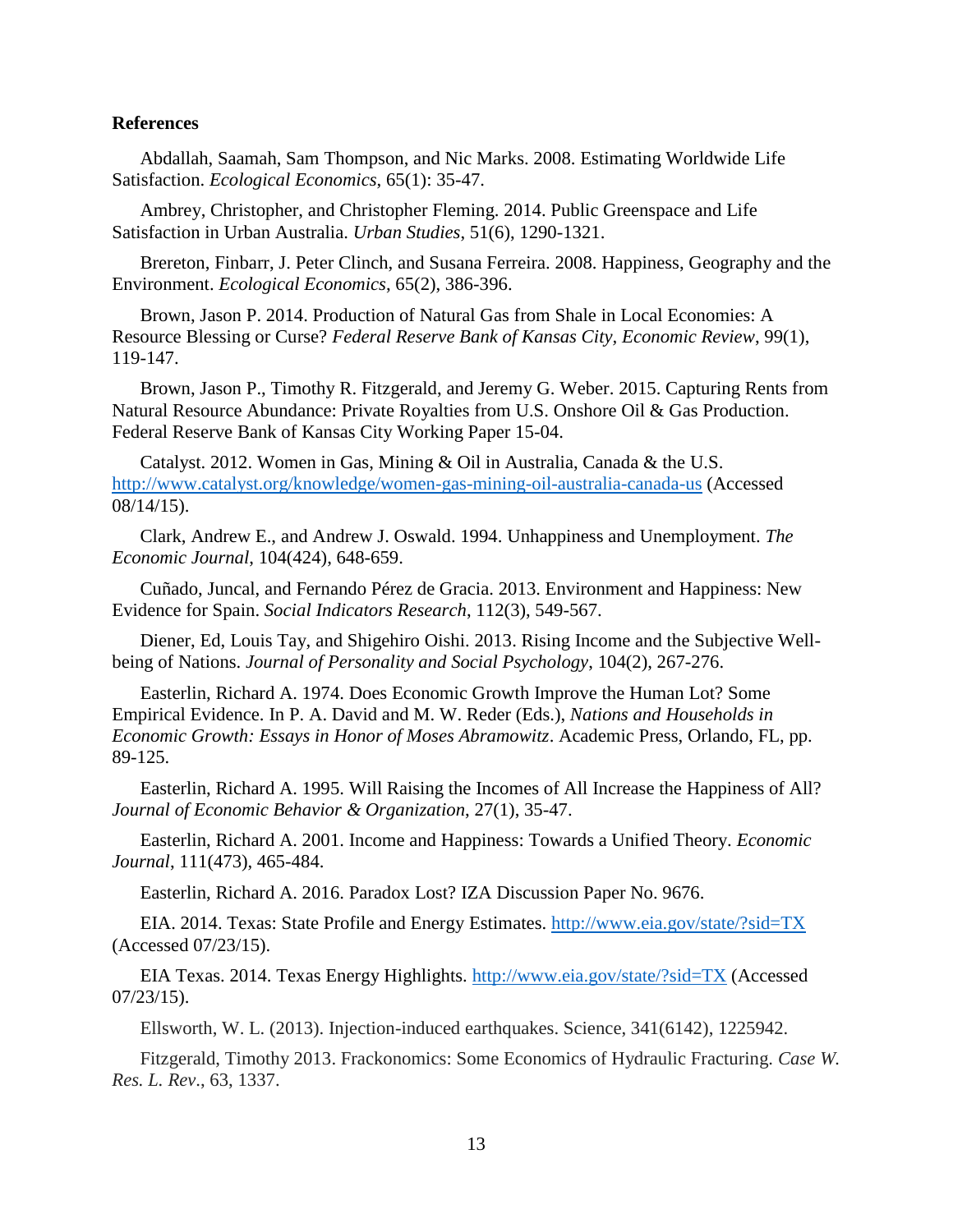**References**

Abdallah, Saamah, Sam Thompson, and Nic Marks. 2008. Estimating Worldwide Life Satisfaction. *Ecological Economics*, 65(1): 35-47.

Ambrey, Christopher, and Christopher Fleming. 2014. Public Greenspace and Life Satisfaction in Urban Australia. *Urban Studies*, 51(6), 1290-1321.

Brereton, Finbarr, J. Peter Clinch, and Susana Ferreira. 2008. Happiness, Geography and the Environment. *Ecological Economics*, 65(2), 386-396.

Brown, Jason P. 2014. Production of Natural Gas from Shale in Local Economies: A Resource Blessing or Curse? *Federal Reserve Bank of Kansas City, Economic Review*, 99(1), 119-147.

Brown, Jason P., Timothy R. Fitzgerald, and Jeremy G. Weber. 2015. Capturing Rents from Natural Resource Abundance: Private Royalties from U.S. Onshore Oil & Gas Production. Federal Reserve Bank of Kansas City Working Paper 15-04.

Catalyst. 2012. Women in Gas, Mining & Oil in Australia, Canada & the U.S. http://www.catalyst.org/knowledge/women-gas-mining-oil-australia-canada-us (Accessed 08/14/15).

Clark, Andrew E., and Andrew J. Oswald. 1994. Unhappiness and Unemployment. *The Economic Journal*, 104(424), 648-659.

Cuñado, Juncal, and Fernando Pérez de Gracia. 2013. Environment and Happiness: New Evidence for Spain. *Social Indicators Research*, 112(3), 549-567.

Diener, Ed, Louis Tay, and Shigehiro Oishi. 2013. Rising Income and the Subjective Well-being of Nations. *Journal of Personality and Social Psychology*, 104(2), 267-276.

Easterlin, Richard A. 1974. Does Economic Growth Improve the Human Lot? Some Empirical Evidence. In P. A. David and M. W. Reder (Eds.), *Nations and Households in Economic Growth: Essays in Honor of Moses Abramowitz*. Academic Press, Orlando, FL, pp. 89-125.

Easterlin, Richard A. 1995. Will Raising the Incomes of All Increase the Happiness of All? *Journal of Economic Behavior & Organization*, 27(1), 35-47.

Easterlin, Richard A. 2001. Income and Happiness: Towards a Unified Theory. *Economic Journal*, 111(473), 465-484.

Easterlin, Richard A. 2016. Paradox Lost? IZA Discussion Paper No. 9676.

EIA. 2014. Texas: State Profile and Energy Estimates. http://www.eia.gov/state/?sid=TX (Accessed 07/23/15).

EIA Texas. 2014. Texas Energy Highlights. http://www.eia.gov/state/?sid=TX (Accessed 07/23/15).

Ellsworth, W. L. (2013). Injection-induced earthquakes. Science, 341(6142), 1225942.

Fitzgerald, Timothy 2013. Frackonomics: Some Economics of Hydraulic Fracturing. *Case W. Res. L. Rev.*, 63, 1337.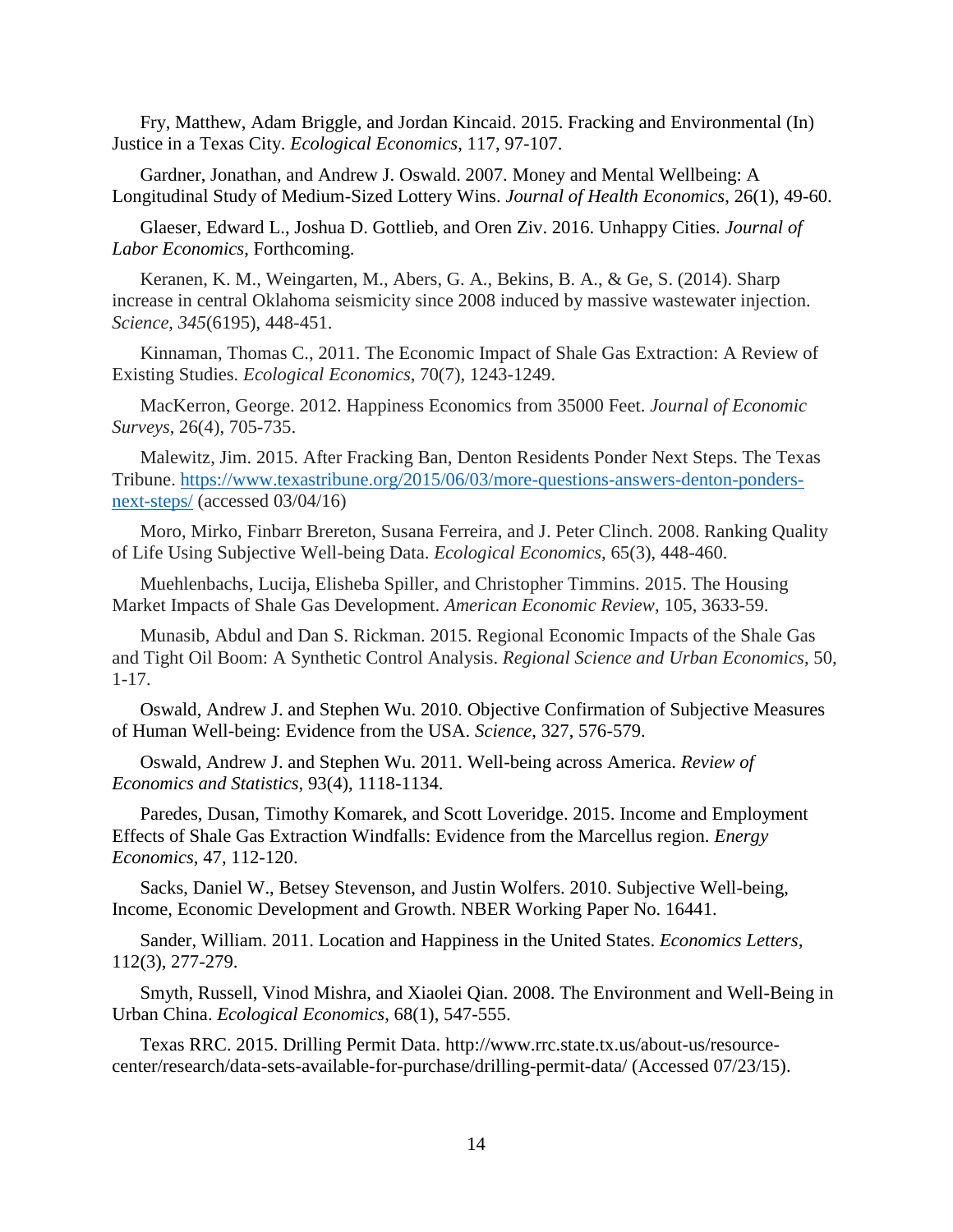Fry, Matthew, Adam Briggle, and Jordan Kincaid. 2015. Fracking and Environmental (In) Justice in a Texas City. *Ecological Economics*, 117, 97-107.

Gardner, Jonathan, and Andrew J. Oswald. 2007. Money and Mental Wellbeing: A Longitudinal Study of Medium-Sized Lottery Wins. *Journal of Health Economics*, 26(1), 49-60.

Glaeser, Edward L., Joshua D. Gottlieb, and Oren Ziv. 2016. Unhappy Cities. *Journal of Labor Economics*, Forthcoming.

Keranen, K. M., Weingarten, M., Abers, G. A., Bekins, B. A., & Ge, S. (2014). Sharp increase in central Oklahoma seismicity since 2008 induced by massive wastewater injection. *Science*, *345*(6195), 448-451.

Kinnaman, Thomas C., 2011. The Economic Impact of Shale Gas Extraction: A Review of Existing Studies. *Ecological Economics*, 70(7), 1243-1249.

MacKerron, George. 2012. Happiness Economics from 35000 Feet. *Journal of Economic Surveys*, 26(4), 705-735.

Malewitz, Jim. 2015. After Fracking Ban, Denton Residents Ponder Next Steps. The Texas Tribune. https://www.texastribune.org/2015/06/03/more-questions-answers-denton-ponders-next-steps/ (accessed 03/04/16)

Moro, Mirko, Finbarr Brereton, Susana Ferreira, and J. Peter Clinch. 2008. Ranking Quality of Life Using Subjective Well-being Data. *Ecological Economics*, 65(3), 448-460.

Muehlenbachs, Lucija, Elisheba Spiller, and Christopher Timmins. 2015. The Housing Market Impacts of Shale Gas Development. *American Economic Review*, 105, 3633-59.

Munasib, Abdul and Dan S. Rickman. 2015. Regional Economic Impacts of the Shale Gas and Tight Oil Boom: A Synthetic Control Analysis. *Regional Science and Urban Economics*, 50, 1-17.

Oswald, Andrew J. and Stephen Wu. 2010. Objective Confirmation of Subjective Measures of Human Well-being: Evidence from the USA. *Science*, 327, 576-579.

Oswald, Andrew J. and Stephen Wu. 2011. Well-being across America. *Review of Economics and Statistics*, 93(4), 1118-1134.

Paredes, Dusan, Timothy Komarek, and Scott Loveridge. 2015. Income and Employment Effects of Shale Gas Extraction Windfalls: Evidence from the Marcellus region. *Energy Economics*, 47, 112-120.

Sacks, Daniel W., Betsey Stevenson, and Justin Wolfers. 2010. Subjective Well-being, Income, Economic Development and Growth. NBER Working Paper No. 16441.

Sander, William. 2011. Location and Happiness in the United States. *Economics Letters*, 112(3), 277-279.

Smyth, Russell, Vinod Mishra, and Xiaolei Qian. 2008. The Environment and Well-Being in Urban China. *Ecological Economics*, 68(1), 547-555.

Texas RRC. 2015. Drilling Permit Data. http://www.rrc.state.tx.us/about-us/resource-center/research/data-sets-available-for-purchase/drilling-permit-data/ (Accessed 07/23/15).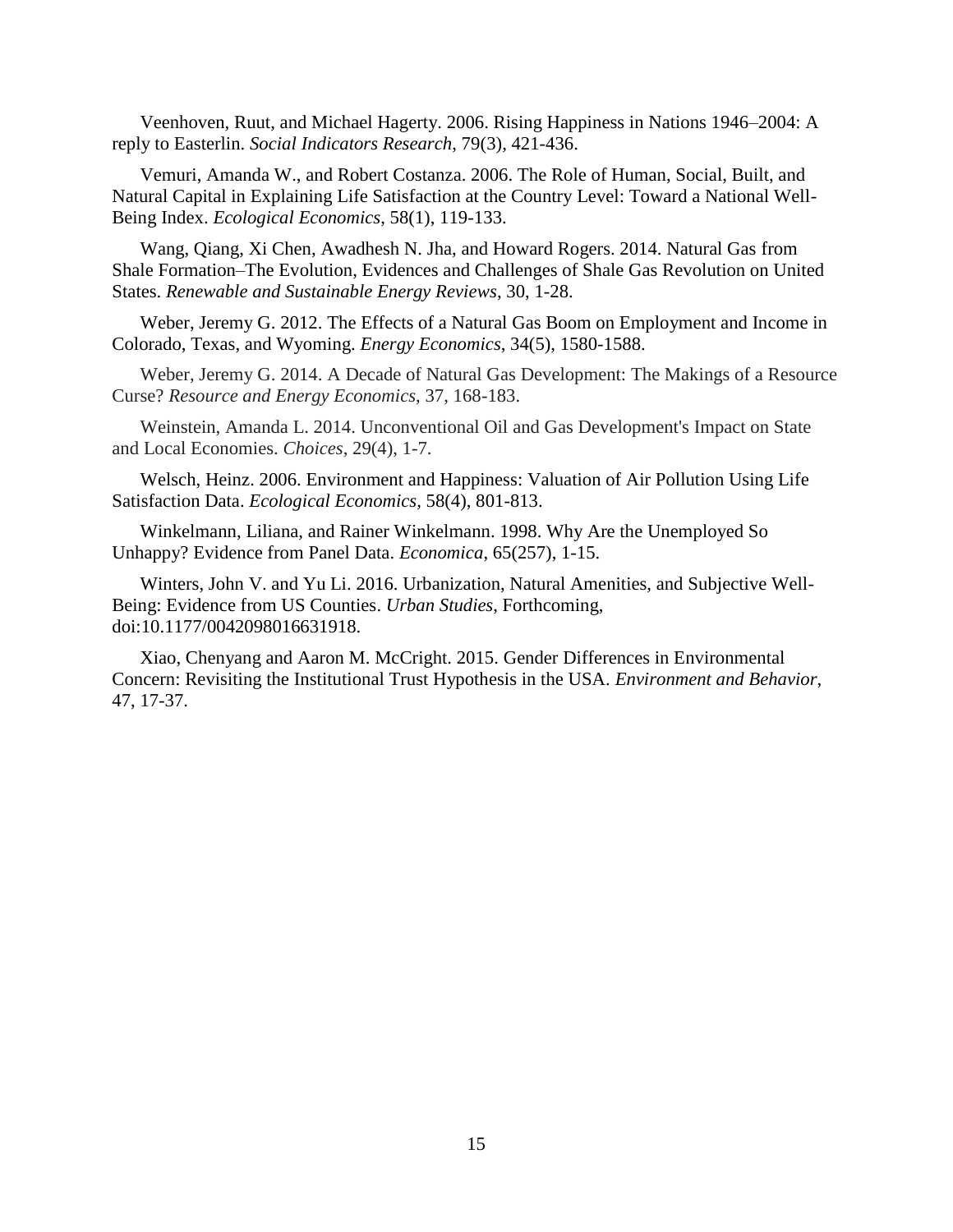Veenhoven, Ruut, and Michael Hagerty. 2006. Rising Happiness in Nations 1946–2004: A reply to Easterlin. *Social Indicators Research*, 79(3), 421-436.

Vemuri, Amanda W., and Robert Costanza. 2006. The Role of Human, Social, Built, and Natural Capital in Explaining Life Satisfaction at the Country Level: Toward a National Well-Being Index. *Ecological Economics*, 58(1), 119-133.

Wang, Qiang, Xi Chen, Awadhesh N. Jha, and Howard Rogers. 2014. Natural Gas from Shale Formation–The Evolution, Evidences and Challenges of Shale Gas Revolution on United States. *Renewable and Sustainable Energy Reviews*, 30, 1-28.

Weber, Jeremy G. 2012. The Effects of a Natural Gas Boom on Employment and Income in Colorado, Texas, and Wyoming. *Energy Economics*, 34(5), 1580-1588.

Weber, Jeremy G. 2014. A Decade of Natural Gas Development: The Makings of a Resource Curse? *Resource and Energy Economics*, 37, 168-183.

Weinstein, Amanda L. 2014. Unconventional Oil and Gas Development's Impact on State and Local Economies. *Choices*, 29(4), 1-7.

Welsch, Heinz. 2006. Environment and Happiness: Valuation of Air Pollution Using Life Satisfaction Data. *Ecological Economics*, 58(4), 801-813.

Winkelmann, Liliana, and Rainer Winkelmann. 1998. Why Are the Unemployed So Unhappy? Evidence from Panel Data. *Economica*, 65(257), 1-15.

Winters, John V. and Yu Li. 2016. Urbanization, Natural Amenities, and Subjective Well-Being: Evidence from US Counties. *Urban Studies*, Forthcoming, doi:10.1177/0042098016631918.

Xiao, Chenyang and Aaron M. McCright. 2015. Gender Differences in Environmental Concern: Revisiting the Institutional Trust Hypothesis in the USA. *Environment and Behavior*, 47, 17-37.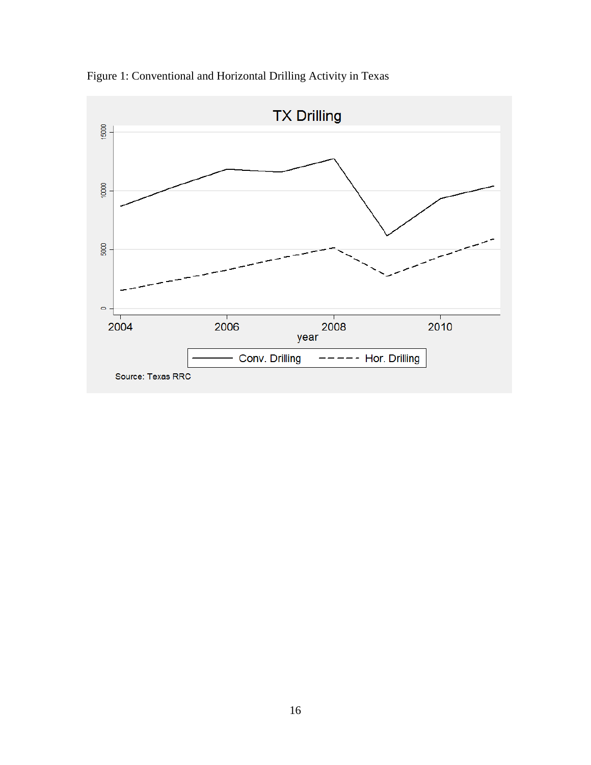Figure 1: Conventional and Horizontal Drilling Activity in Texas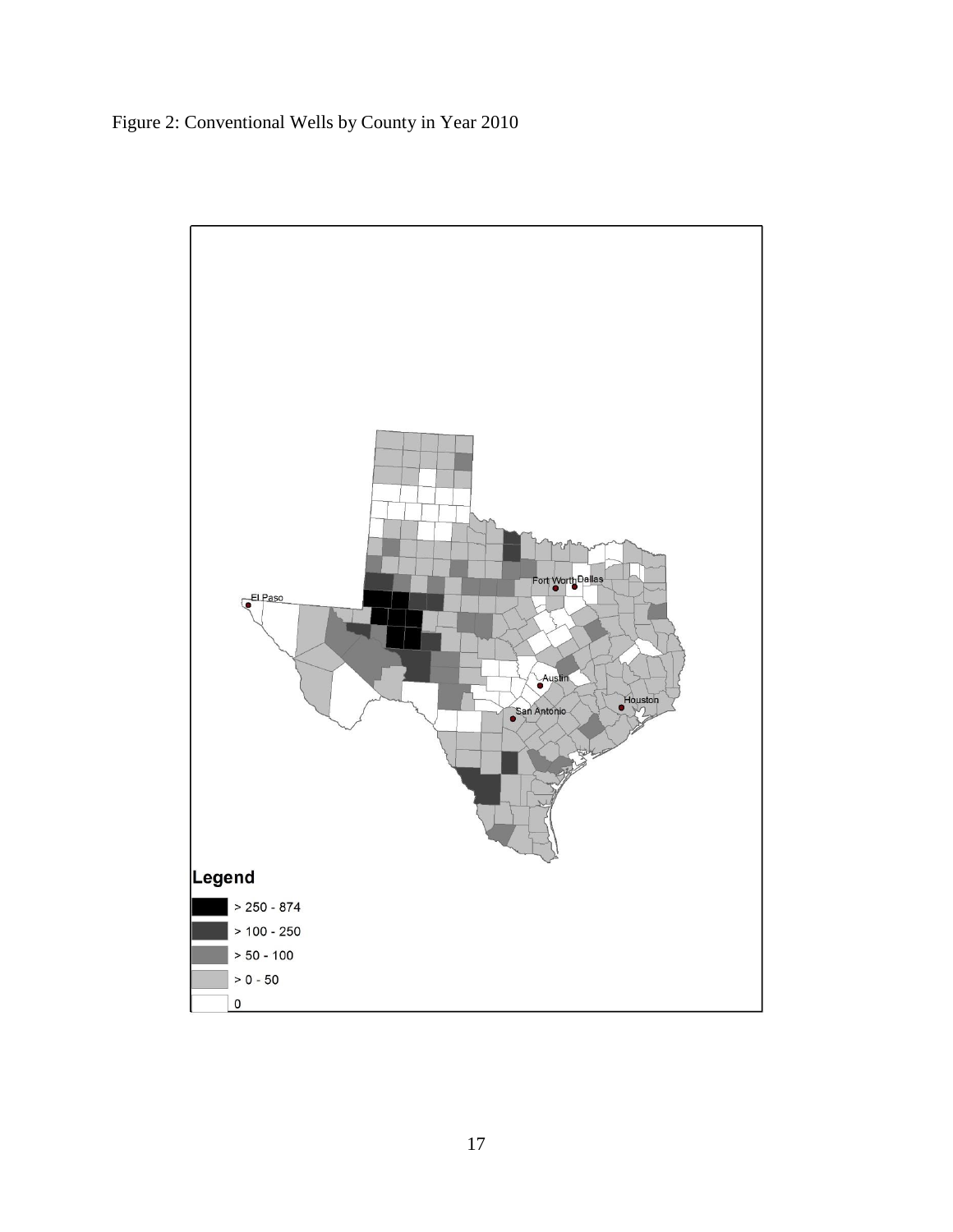Figure 2: Conventional Wells by County in Year 2010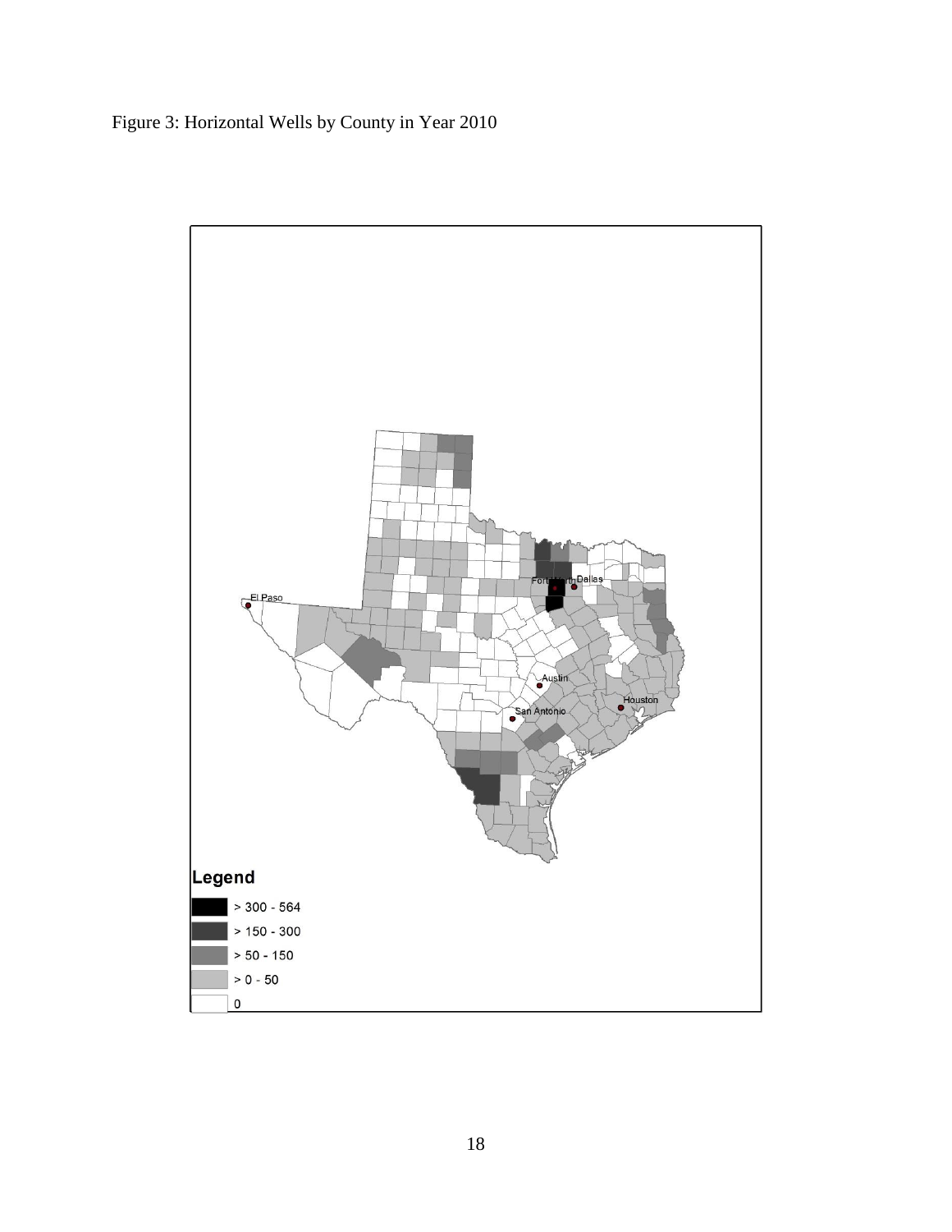Figure 3: Horizontal Wells by County in Year 2010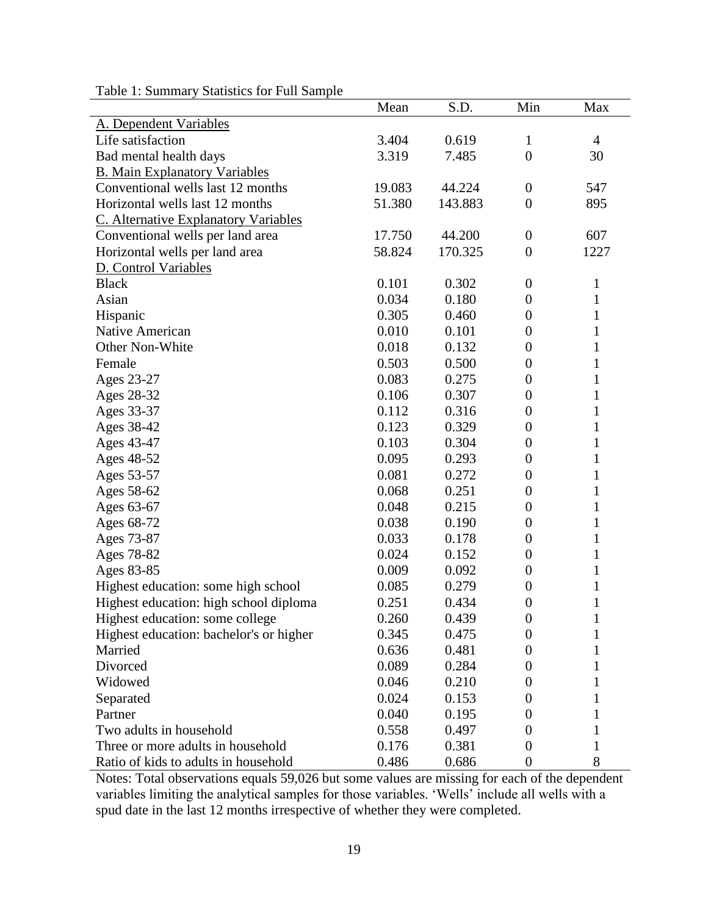Table 1: Summary Statistics for Full Sample

| | Mean | S.D. | Min | Max |
|---|---|---|---|---|
| A. Dependent Variables | | | | |
| Life satisfaction | 3.404 | 0.619 | 1 | 4 |
| Bad mental health days | 3.319 | 7.485 | 0 | 30 |
| B. Main Explanatory Variables | | | | |
| Conventional wells last 12 months | 19.083 | 44.224 | 0 | 547 |
| Horizontal wells last 12 months | 51.380 | 143.883 | 0 | 895 |
| C. Alternative Explanatory Variables | | | | |
| Conventional wells per land area | 17.750 | 44.200 | 0 | 607 |
| Horizontal wells per land area | 58.824 | 170.325 | 0 | 1227 |
| D. Control Variables | | | | |
| Black | 0.101 | 0.302 | 0 | 1 |
| Asian | 0.034 | 0.180 | 0 | 1 |
| Hispanic | 0.305 | 0.460 | 0 | 1 |
| Native American | 0.010 | 0.101 | 0 | 1 |
| Other Non-White | 0.018 | 0.132 | 0 | 1 |
| Female | 0.503 | 0.500 | 0 | 1 |
| Ages 23-27 | 0.083 | 0.275 | 0 | 1 |
| Ages 28-32 | 0.106 | 0.307 | 0 | 1 |
| Ages 33-37 | 0.112 | 0.316 | 0 | 1 |
| Ages 38-42 | 0.123 | 0.329 | 0 | 1 |
| Ages 43-47 | 0.103 | 0.304 | 0 | 1 |
| Ages 48-52 | 0.095 | 0.293 | 0 | 1 |
| Ages 53-57 | 0.081 | 0.272 | 0 | 1 |
| Ages 58-62 | 0.068 | 0.251 | 0 | 1 |
| Ages 63-67 | 0.048 | 0.215 | 0 | 1 |
| Ages 68-72 | 0.038 | 0.190 | 0 | 1 |
| Ages 73-87 | 0.033 | 0.178 | 0 | 1 |
| Ages 78-82 | 0.024 | 0.152 | 0 | 1 |
| Ages 83-85 | 0.009 | 0.092 | 0 | 1 |
| Highest education: some high school | 0.085 | 0.279 | 0 | 1 |
| Highest education: high school diploma | 0.251 | 0.434 | 0 | 1 |
| Highest education: some college | 0.260 | 0.439 | 0 | 1 |
| Highest education: bachelor's or higher | 0.345 | 0.475 | 0 | 1 |
| Married | 0.636 | 0.481 | 0 | 1 |
| Divorced | 0.089 | 0.284 | 0 | 1 |
| Widowed | 0.046 | 0.210 | 0 | 1 |
| Separated | 0.024 | 0.153 | 0 | 1 |
| Partner | 0.040 | 0.195 | 0 | 1 |
| Two adults in household | 0.558 | 0.497 | 0 | 1 |
| Three or more adults in household | 0.176 | 0.381 | 0 | 1 |
| Ratio of kids to adults in household | 0.486 | 0.686 | 0 | 8 |

Notes: Total observations equals 59,026 but some values are missing for each of the dependent variables limiting the analytical samples for those variables. 'Wells' include all wells with a spud date in the last 12 months irrespective of whether they were completed.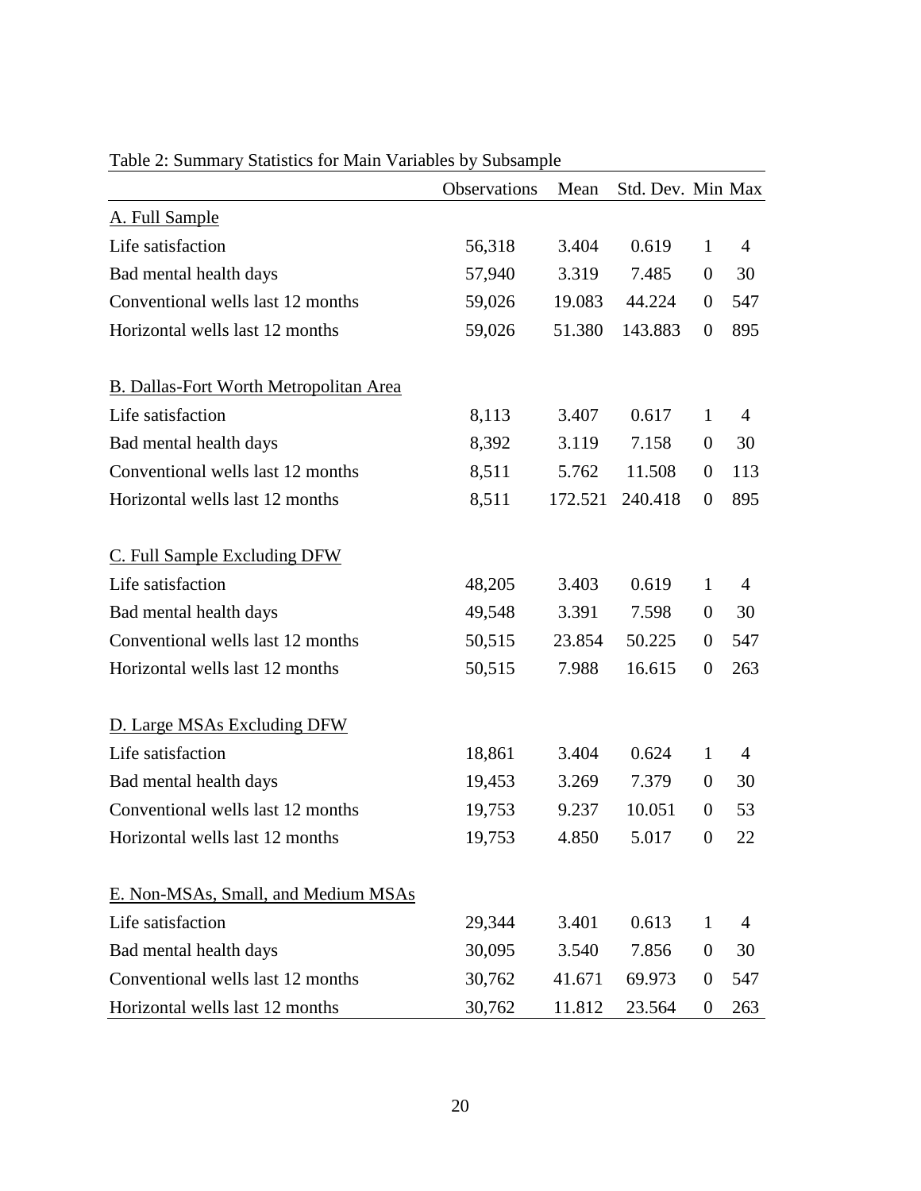Table 2: Summary Statistics for Main Variables by Subsample

| | Observations | Mean | Std. Dev. | Min | Max |
|---|---|---|---|---|---|
| A. Full Sample | | | | | |
| Life satisfaction | 56,318 | 3.404 | 0.619 | 1 | 4 |
| Bad mental health days | 57,940 | 3.319 | 7.485 | 0 | 30 |
| Conventional wells last 12 months | 59,026 | 19.083 | 44.224 | 0 | 547 |
| Horizontal wells last 12 months | 59,026 | 51.380 | 143.883 | 0 | 895 |
| | | | | | |
| B. Dallas-Fort Worth Metropolitan Area | | | | | |
| Life satisfaction | 8,113 | 3.407 | 0.617 | 1 | 4 |
| Bad mental health days | 8,392 | 3.119 | 7.158 | 0 | 30 |
| Conventional wells last 12 months | 8,511 | 5.762 | 11.508 | 0 | 113 |
| Horizontal wells last 12 months | 8,511 | 172.521 | 240.418 | 0 | 895 |
| | | | | | |
| C. Full Sample Excluding DFW | | | | | |
| Life satisfaction | 48,205 | 3.403 | 0.619 | 1 | 4 |
| Bad mental health days | 49,548 | 3.391 | 7.598 | 0 | 30 |
| Conventional wells last 12 months | 50,515 | 23.854 | 50.225 | 0 | 547 |
| Horizontal wells last 12 months | 50,515 | 7.988 | 16.615 | 0 | 263 |
| | | | | | |
| D. Large MSAs Excluding DFW | | | | | |
| Life satisfaction | 18,861 | 3.404 | 0.624 | 1 | 4 |
| Bad mental health days | 19,453 | 3.269 | 7.379 | 0 | 30 |
| Conventional wells last 12 months | 19,753 | 9.237 | 10.051 | 0 | 53 |
| Horizontal wells last 12 months | 19,753 | 4.850 | 5.017 | 0 | 22 |
| | | | | | |
| E. Non-MSAs, Small, and Medium MSAs | | | | | |
| Life satisfaction | 29,344 | 3.401 | 0.613 | 1 | 4 |
| Bad mental health days | 30,095 | 3.540 | 7.856 | 0 | 30 |
| Conventional wells last 12 months | 30,762 | 41.671 | 69.973 | 0 | 547 |
| Horizontal wells last 12 months | 30,762 | 11.812 | 23.564 | 0 | 263 |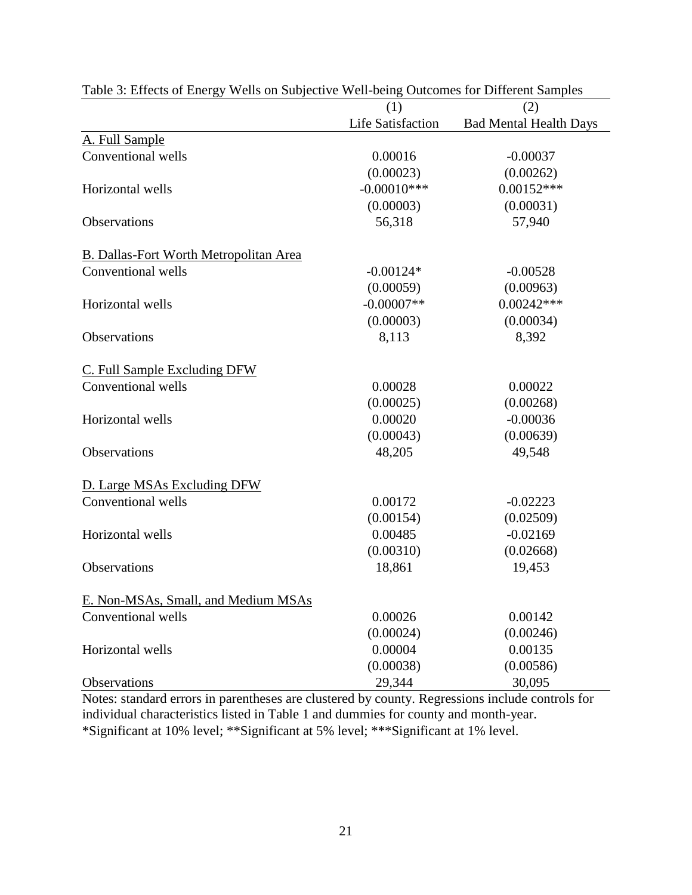Table 3: Effects of Energy Wells on Subjective Well-being Outcomes for Different Samples

| | (1) Life Satisfaction | (2) Bad Mental Health Days |
|---|---|---|
| A. Full Sample | | |
| Conventional wells | 0.00016 | -0.00037 |
| | (0.00023) | (0.00262) |
| Horizontal wells | -0.00010*** | 0.00152*** |
| | (0.00003) | (0.00031) |
| Observations | 56,318 | 57,940 |
| B. Dallas-Fort Worth Metropolitan Area | | |
| Conventional wells | -0.00124* | -0.00528 |
| | (0.00059) | (0.00963) |
| Horizontal wells | -0.00007** | 0.00242*** |
| | (0.00003) | (0.00034) |
| Observations | 8,113 | 8,392 |
| C. Full Sample Excluding DFW | | |
| Conventional wells | 0.00028 | 0.00022 |
| | (0.00025) | (0.00268) |
| Horizontal wells | 0.00020 | -0.00036 |
| | (0.00043) | (0.00639) |
| Observations | 48,205 | 49,548 |
| D. Large MSAs Excluding DFW | | |
| Conventional wells | 0.00172 | -0.02223 |
| | (0.00154) | (0.02509) |
| Horizontal wells | 0.00485 | -0.02169 |
| | (0.00310) | (0.02668) |
| Observations | 18,861 | 19,453 |
| E. Non-MSAs, Small, and Medium MSAs | | |
| Conventional wells | 0.00026 | 0.00142 |
| | (0.00024) | (0.00246) |
| Horizontal wells | 0.00004 | 0.00135 |
| | (0.00038) | (0.00586) |
| Observations | 29,344 | 30,095 |

Notes: standard errors in parentheses are clustered by county. Regressions include controls for individual characteristics listed in Table 1 and dummies for county and month-year.
*Significant at 10% level; **Significant at 5% level; ***Significant at 1% level.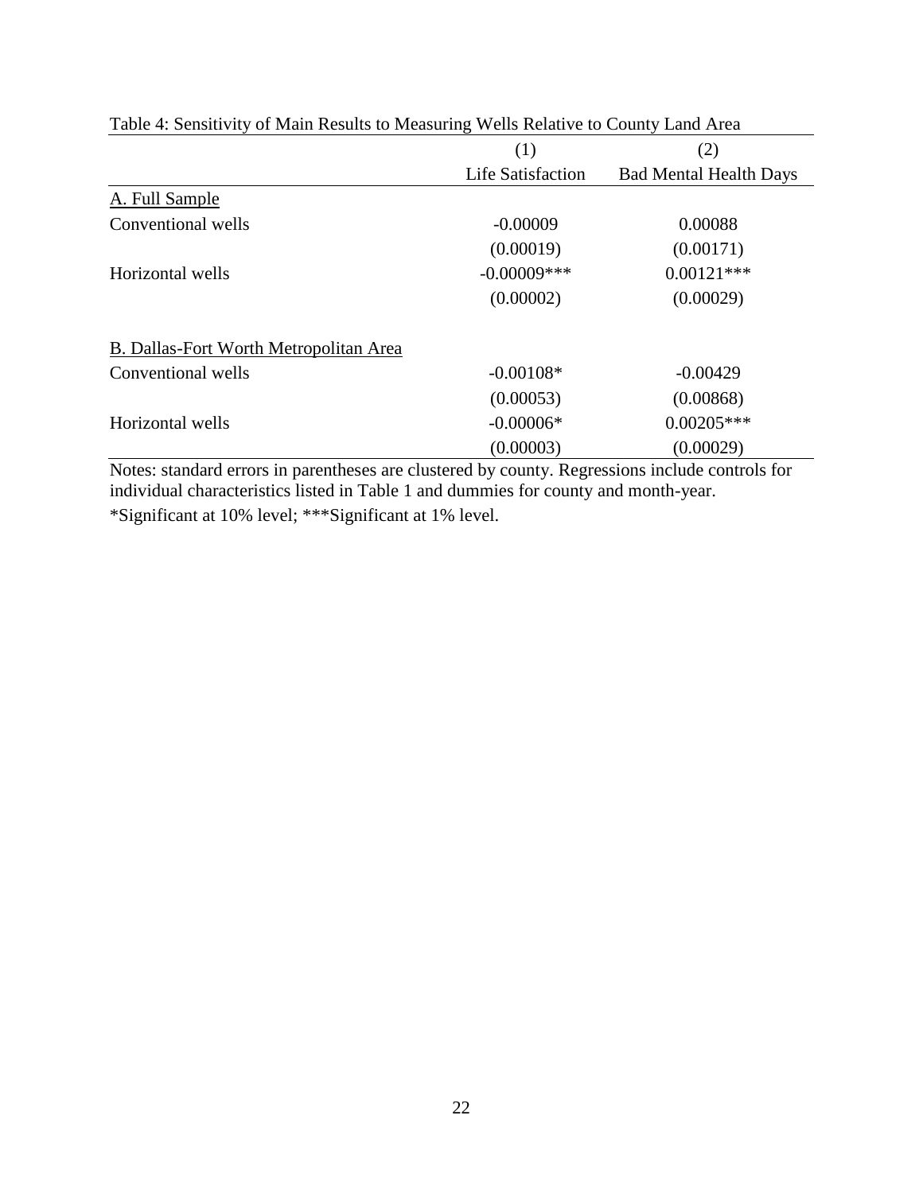Table 4: Sensitivity of Main Results to Measuring Wells Relative to County Land Area

| | (1) | (2) |
|---|---|---|
| | Life Satisfaction | Bad Mental Health Days |
| A. Full Sample | | |
| Conventional wells | -0.00009 | 0.00088 |
| | (0.00019) | (0.00171) |
| Horizontal wells | -0.00009*** | 0.00121*** |
| | (0.00002) | (0.00029) |
| | | |
| B. Dallas-Fort Worth Metropolitan Area | | |
| Conventional wells | -0.00108* | -0.00429 |
| | (0.00053) | (0.00868) |
| Horizontal wells | -0.00006* | 0.00205*** |
| | (0.00003) | (0.00029) |

Notes: standard errors in parentheses are clustered by county. Regressions include controls for individual characteristics listed in Table 1 and dummies for county and month-year.

*Significant at 10% level; ***Significant at 1% level.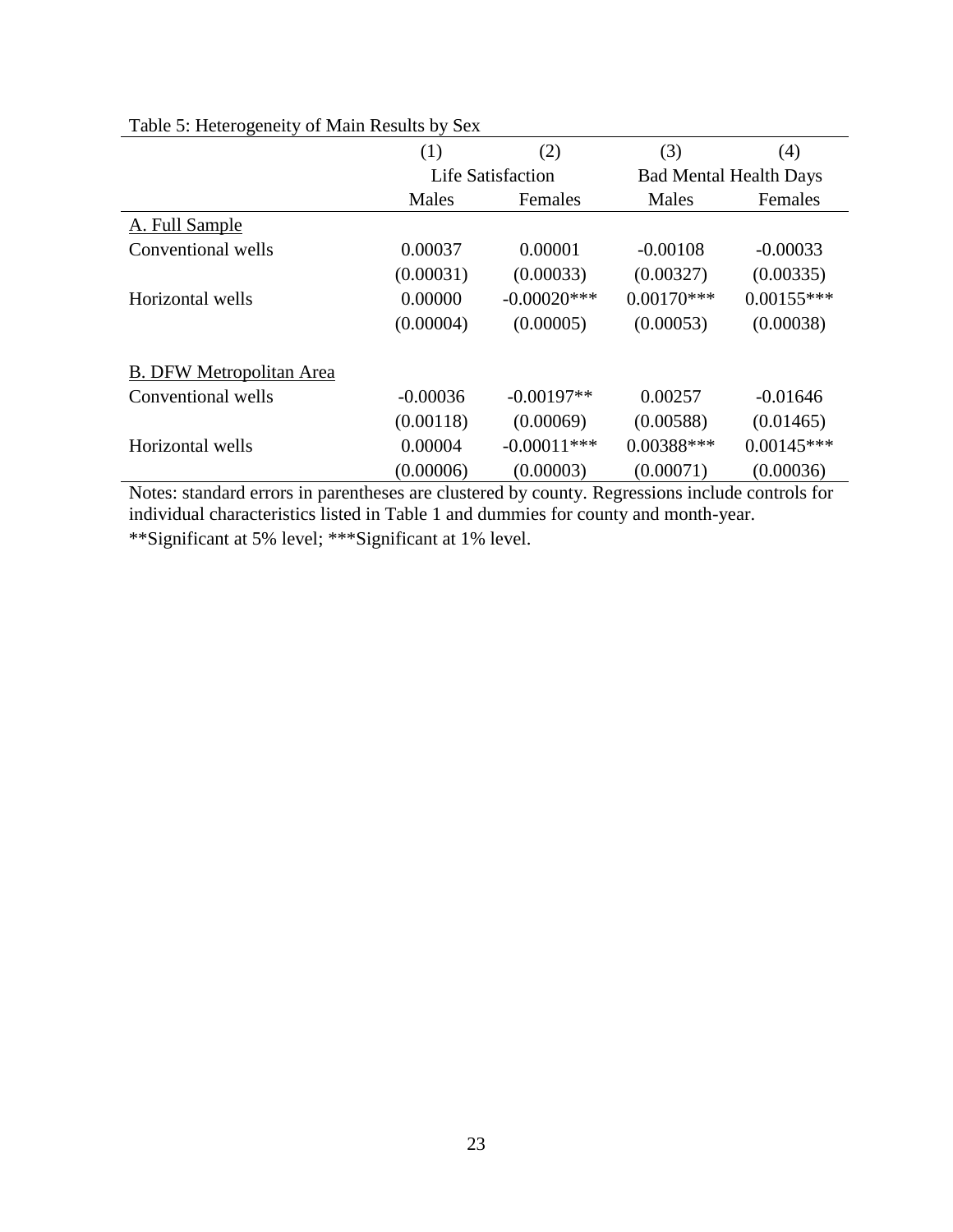Table 5: Heterogeneity of Main Results by Sex

| | (1) | (2) | (3) | (4) |
|---|---|---|---|---|
| | Life Satisfaction | | Bad Mental Health Days | |
| | Males | Females | Males | Females |
| A. Full Sample | | | | |
| Conventional wells | 0.00037 | 0.00001 | -0.00108 | -0.00033 |
| | (0.00031) | (0.00033) | (0.00327) | (0.00335) |
| Horizontal wells | 0.00000 | -0.00020*** | 0.00170*** | 0.00155*** |
| | (0.00004) | (0.00005) | (0.00053) | (0.00038) |
| B. DFW Metropolitan Area | | | | |
| Conventional wells | -0.00036 | -0.00197** | 0.00257 | -0.01646 |
| | (0.00118) | (0.00069) | (0.00588) | (0.01465) |
| Horizontal wells | 0.00004 | -0.00011*** | 0.00388*** | 0.00145*** |
| | (0.00006) | (0.00003) | (0.00071) | (0.00036) |

Notes: standard errors in parentheses are clustered by county. Regressions include controls for individual characteristics listed in Table 1 and dummies for county and month-year.

**Significant at 5% level; ***Significant at 1% level.